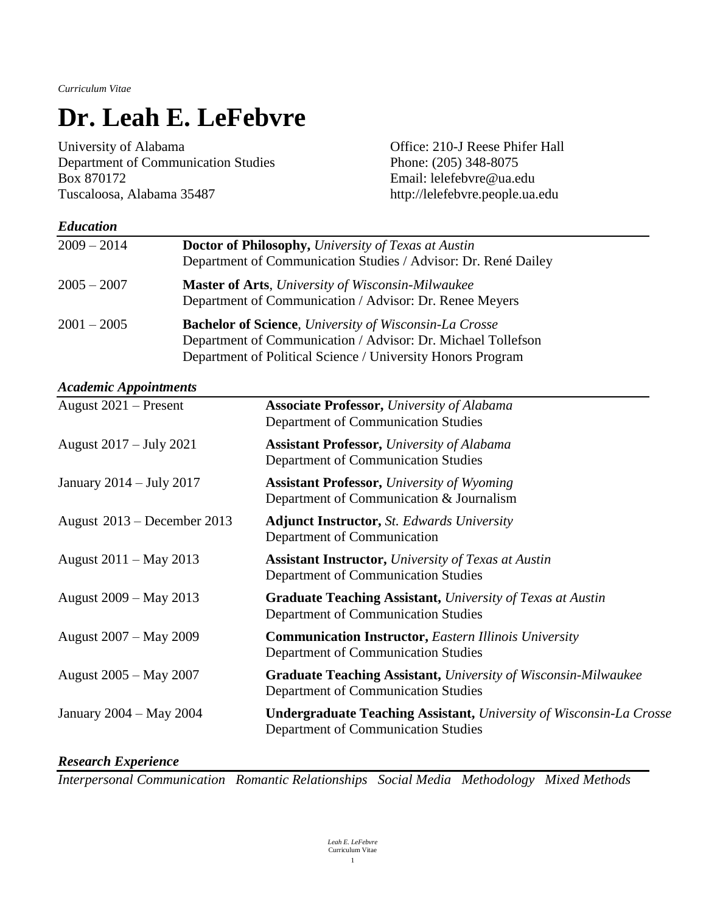*Curriculum Vitae*

# Dr. Leah E. LeFebvre

University of Alabama
Department of Communication Studies
Box 870172
Tuscaloosa, Alabama 35487

Office: 210-J Reese Phifer Hall
Phone: (205) 348-8075
Email: lelefebvre@ua.edu
http://lelefebvre.people.ua.edu

## *Education*

2009 – 2014 **Doctor of Philosophy,** *University of Texas at Austin*
Department of Communication Studies / Advisor: Dr. René Dailey

2005 – 2007 **Master of Arts**, *University of Wisconsin-Milwaukee*
Department of Communication / Advisor: Dr. Renee Meyers

2001 – 2005 **Bachelor of Science**, *University of Wisconsin-La Crosse*
Department of Communication / Advisor: Dr. Michael Tollefson
Department of Political Science / University Honors Program

## *Academic Appointments*

August 2021 – Present **Associate Professor,** *University of Alabama*
Department of Communication Studies

August 2017 – July 2021 **Assistant Professor,** *University of Alabama*
Department of Communication Studies

January 2014 – July 2017 **Assistant Professor,** *University of Wyoming*
Department of Communication & Journalism

August 2013 – December 2013 **Adjunct Instructor,** *St. Edwards University*
Department of Communication

August 2011 – May 2013 **Assistant Instructor,** *University of Texas at Austin*
Department of Communication Studies

August 2009 – May 2013 **Graduate Teaching Assistant,** *University of Texas at Austin*
Department of Communication Studies

August 2007 – May 2009 **Communication Instructor,** *Eastern Illinois University*
Department of Communication Studies

August 2005 – May 2007 **Graduate Teaching Assistant,** *University of Wisconsin-Milwaukee*
Department of Communication Studies

January 2004 – May 2004 **Undergraduate Teaching Assistant,** *University of Wisconsin-La Crosse*
Department of Communication Studies

## *Research Experience*

*Interpersonal Communication   Romantic Relationships   Social Media   Methodology   Mixed Methods*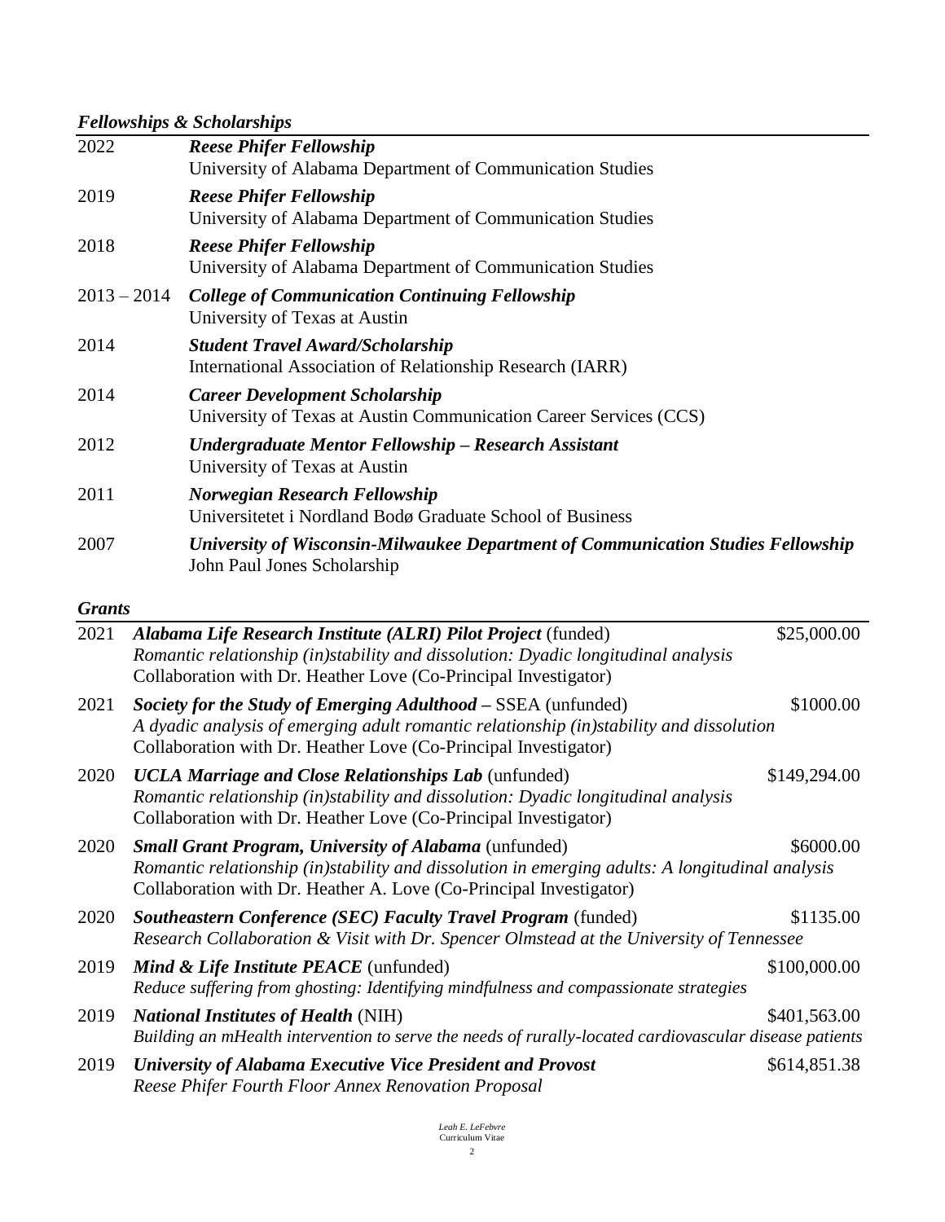### *Fellowships & Scholarships*

| | |
|---|---|
| 2022 | ***Reese Phifer Fellowship***<br>University of Alabama Department of Communication Studies |
| 2019 | ***Reese Phifer Fellowship***<br>University of Alabama Department of Communication Studies |
| 2018 | ***Reese Phifer Fellowship***<br>University of Alabama Department of Communication Studies |
| 2013 – 2014 | ***College of Communication Continuing Fellowship***<br>University of Texas at Austin |
| 2014 | ***Student Travel Award/Scholarship***<br>International Association of Relationship Research (IARR) |
| 2014 | ***Career Development Scholarship***<br>University of Texas at Austin Communication Career Services (CCS) |
| 2012 | ***Undergraduate Mentor Fellowship – Research Assistant***<br>University of Texas at Austin |
| 2011 | ***Norwegian Research Fellowship***<br>Universitetet i Nordland Bodø Graduate School of Business |
| 2007 | ***University of Wisconsin-Milwaukee Department of Communication Studies Fellowship***<br>John Paul Jones Scholarship |

### *Grants*

| | | |
|---|---|---|
| 2021 | ***Alabama Life Research Institute (ALRI) Pilot Project*** (funded)<br>*Romantic relationship (in)stability and dissolution: Dyadic longitudinal analysis*<br>Collaboration with Dr. Heather Love (Co-Principal Investigator) | \$25,000.00 |
| 2021 | ***Society for the Study of Emerging Adulthood*** – SSEA (unfunded)<br>*A dyadic analysis of emerging adult romantic relationship (in)stability and dissolution*<br>Collaboration with Dr. Heather Love (Co-Principal Investigator) | \$1000.00 |
| 2020 | ***UCLA Marriage and Close Relationships Lab*** (unfunded)<br>*Romantic relationship (in)stability and dissolution: Dyadic longitudinal analysis*<br>Collaboration with Dr. Heather Love (Co-Principal Investigator) | \$149,294.00 |
| 2020 | ***Small Grant Program, University of Alabama*** (unfunded)<br>*Romantic relationship (in)stability and dissolution in emerging adults: A longitudinal analysis*<br>Collaboration with Dr. Heather A. Love (Co-Principal Investigator) | \$6000.00 |
| 2020 | ***Southeastern Conference (SEC) Faculty Travel Program*** (funded)<br>*Research Collaboration & Visit with Dr. Spencer Olmstead at the University of Tennessee* | \$1135.00 |
| 2019 | ***Mind & Life Institute PEACE*** (unfunded)<br>*Reduce suffering from ghosting: Identifying mindfulness and compassionate strategies* | \$100,000.00 |
| 2019 | ***National Institutes of Health*** (NIH)<br>*Building an mHealth intervention to serve the needs of rurally-located cardiovascular disease patients* | \$401,563.00 |
| 2019 | ***University of Alabama Executive Vice President and Provost***<br>*Reese Phifer Fourth Floor Annex Renovation Proposal* | \$614,851.38 |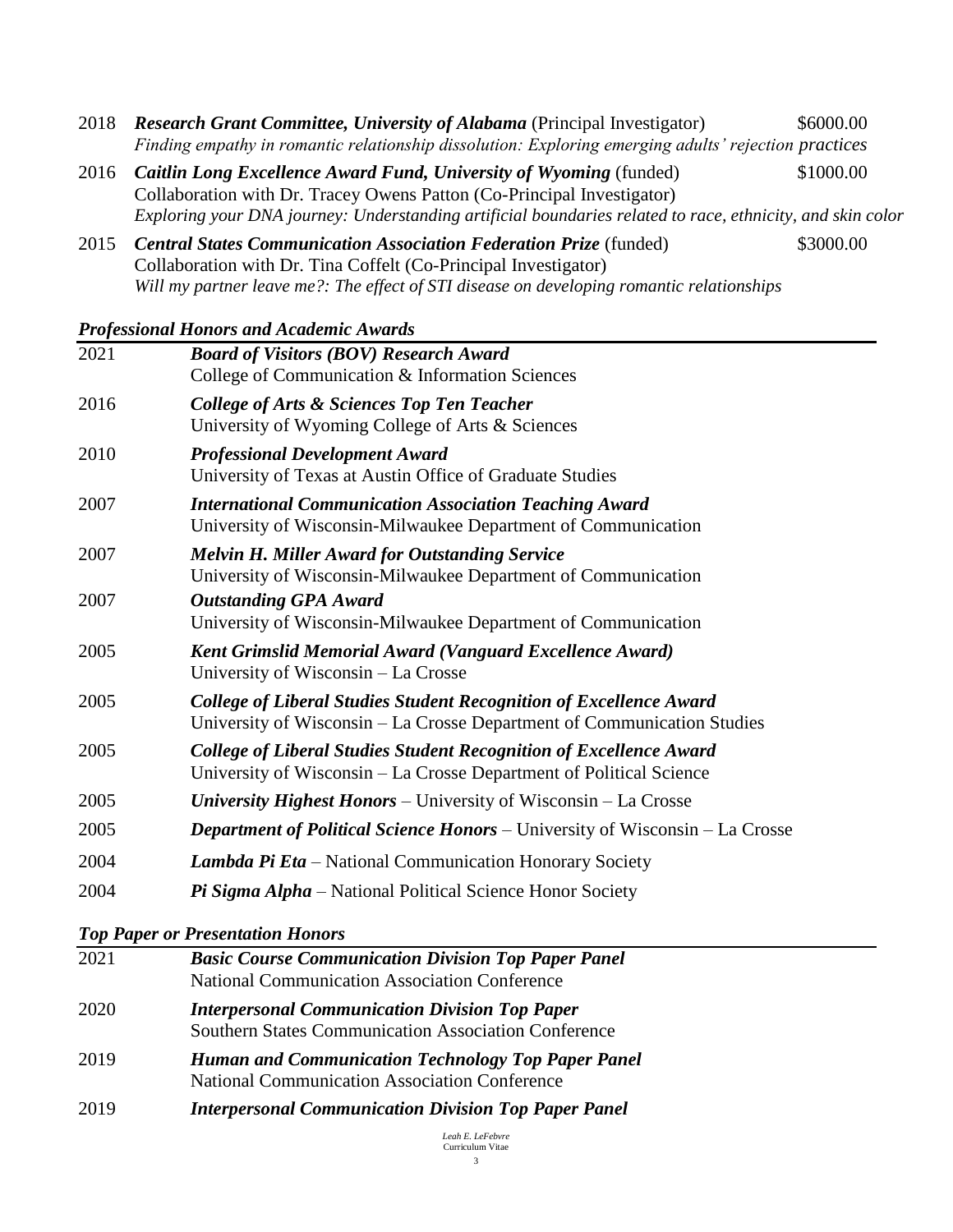2018 ***Research Grant Committee, University of Alabama*** (Principal Investigator) $6000.00
*Finding empathy in romantic relationship dissolution: Exploring emerging adults' rejection practices*

2016 ***Caitlin Long Excellence Award Fund, University of Wyoming*** (funded) $1000.00
Collaboration with Dr. Tracey Owens Patton (Co-Principal Investigator)
*Exploring your DNA journey: Understanding artificial boundaries related to race, ethnicity, and skin color*

2015 ***Central States Communication Association Federation Prize*** (funded) $3000.00
Collaboration with Dr. Tina Coffelt (Co-Principal Investigator)
*Will my partner leave me?: The effect of STI disease on developing romantic relationships*

### *Professional Honors and Academic Awards*

| | |
|---|---|
| 2021 | ***Board of Visitors (BOV) Research Award***<br>College of Communication & Information Sciences |
| 2016 | ***College of Arts & Sciences Top Ten Teacher***<br>University of Wyoming College of Arts & Sciences |
| 2010 | ***Professional Development Award***<br>University of Texas at Austin Office of Graduate Studies |
| 2007 | ***International Communication Association Teaching Award***<br>University of Wisconsin-Milwaukee Department of Communication |
| 2007 | ***Melvin H. Miller Award for Outstanding Service***<br>University of Wisconsin-Milwaukee Department of Communication |
| 2007 | ***Outstanding GPA Award***<br>University of Wisconsin-Milwaukee Department of Communication |
| 2005 | ***Kent Grimslid Memorial Award (Vanguard Excellence Award)***<br>University of Wisconsin – La Crosse |
| 2005 | ***College of Liberal Studies Student Recognition of Excellence Award***<br>University of Wisconsin – La Crosse Department of Communication Studies |
| 2005 | ***College of Liberal Studies Student Recognition of Excellence Award***<br>University of Wisconsin – La Crosse Department of Political Science |
| 2005 | ***University Highest Honors*** – University of Wisconsin – La Crosse |
| 2005 | ***Department of Political Science Honors*** – University of Wisconsin – La Crosse |
| 2004 | ***Lambda Pi Eta*** – National Communication Honorary Society |
| 2004 | ***Pi Sigma Alpha*** – National Political Science Honor Society |

### *Top Paper or Presentation Honors*

| | |
|---|---|
| 2021 | ***Basic Course Communication Division Top Paper Panel***<br>National Communication Association Conference |
| 2020 | ***Interpersonal Communication Division Top Paper***<br>Southern States Communication Association Conference |
| 2019 | ***Human and Communication Technology Top Paper Panel***<br>National Communication Association Conference |
| 2019 | ***Interpersonal Communication Division Top Paper Panel*** |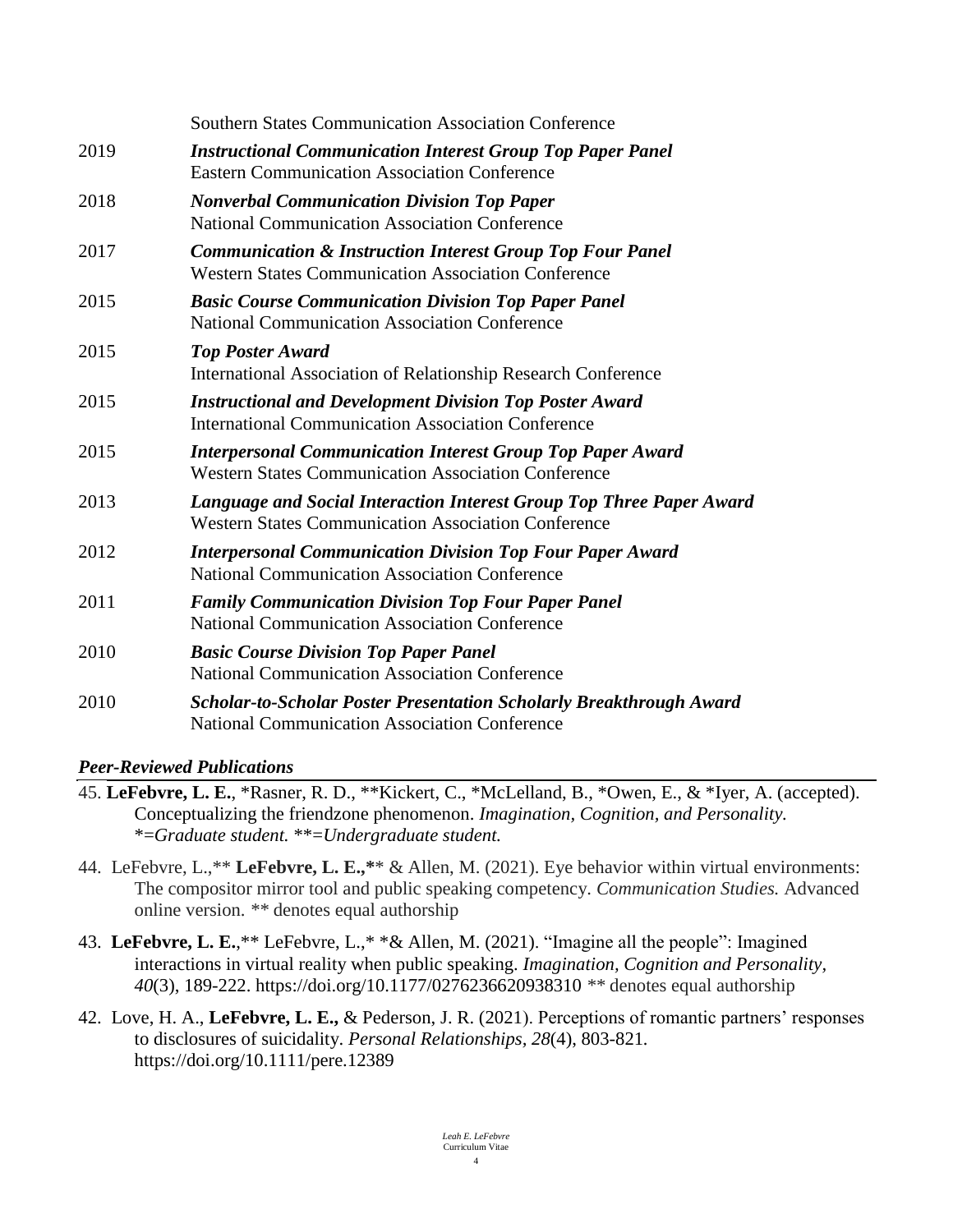Southern States Communication Association Conference

2019 ***Instructional Communication Interest Group Top Paper Panel***
Eastern Communication Association Conference

2018 ***Nonverbal Communication Division Top Paper***
National Communication Association Conference

2017 ***Communication & Instruction Interest Group Top Four Panel***
Western States Communication Association Conference

2015 ***Basic Course Communication Division Top Paper Panel***
National Communication Association Conference

2015 ***Top Poster Award***
International Association of Relationship Research Conference

2015 ***Instructional and Development Division Top Poster Award***
International Communication Association Conference

2015 ***Interpersonal Communication Interest Group Top Paper Award***
Western States Communication Association Conference

2013 ***Language and Social Interaction Interest Group Top Three Paper Award***
Western States Communication Association Conference

2012 ***Interpersonal Communication Division Top Four Paper Award***
National Communication Association Conference

2011 ***Family Communication Division Top Four Paper Panel***
National Communication Association Conference

2010 ***Basic Course Division Top Paper Panel***
National Communication Association Conference

2010 ***Scholar-to-Scholar Poster Presentation Scholarly Breakthrough Award***
National Communication Association Conference

### *Peer-Reviewed Publications*

45. **LeFebvre, L. E.**, *Rasner, R. D., **Kickert, C., *McLelland, B., *Owen, E., & *Iyer, A. (accepted). Conceptualizing the friendzone phenomenon. *Imagination, Cognition, and Personality. *=Graduate student. **=Undergraduate student.*

44. LeFebvre, L.,** **LeFebvre, L. E.,**** & Allen, M. (2021). Eye behavior within virtual environments: The compositor mirror tool and public speaking competency. *Communication Studies.* Advanced online version. ** denotes equal authorship

43. **LeFebvre, L. E.**,** LeFebvre, L.,* *& Allen, M. (2021). "Imagine all the people": Imagined interactions in virtual reality when public speaking. *Imagination, Cognition and Personality, 40*(3), 189-222. https://doi.org/10.1177/0276236620938310 ** denotes equal authorship

42. Love, H. A., **LeFebvre, L. E.,** & Pederson, J. R. (2021). Perceptions of romantic partners' responses to disclosures of suicidality. *Personal Relationships, 28*(4), 803-821. https://doi.org/10.1111/pere.12389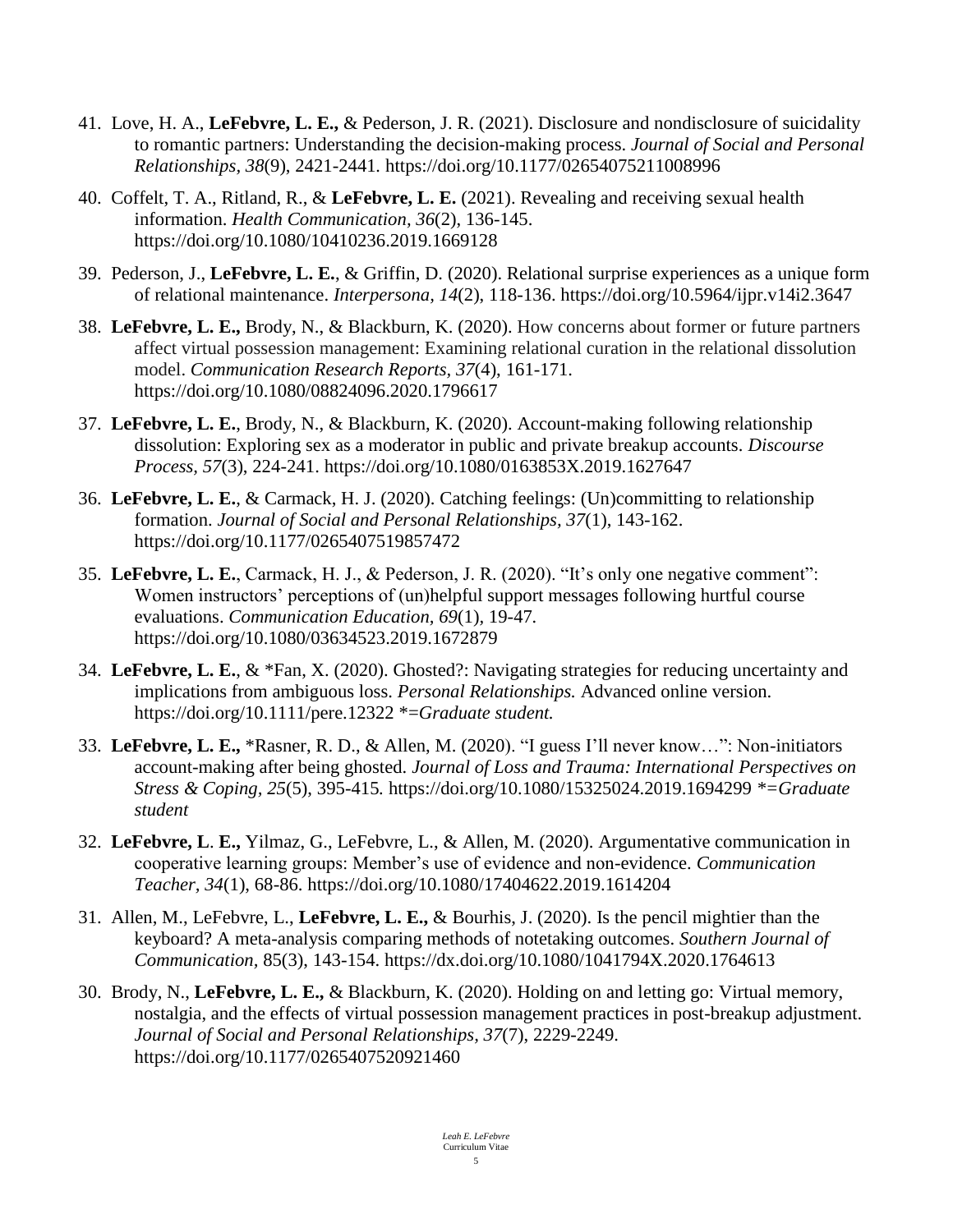41. Love, H. A., **LeFebvre, L. E.,** & Pederson, J. R. (2021). Disclosure and nondisclosure of suicidality to romantic partners: Understanding the decision-making process. *Journal of Social and Personal Relationships*, *38*(9), 2421-2441. https://doi.org/10.1177/02654075211008996

40. Coffelt, T. A., Ritland, R., & **LeFebvre, L. E.** (2021). Revealing and receiving sexual health information. *Health Communication, 36*(2), 136-145. https://doi.org/10.1080/10410236.2019.1669128

39. Pederson, J., **LeFebvre, L. E.**, & Griffin, D. (2020). Relational surprise experiences as a unique form of relational maintenance. *Interpersona, 14*(2), 118-136. https://doi.org/10.5964/ijpr.v14i2.3647

38. **LeFebvre, L. E.,** Brody, N., & Blackburn, K. (2020). How concerns about former or future partners affect virtual possession management: Examining relational curation in the relational dissolution model. *Communication Research Reports*, *37*(4), 161-171. https://doi.org/10.1080/08824096.2020.1796617

37. **LeFebvre, L. E.**, Brody, N., & Blackburn, K. (2020). Account-making following relationship dissolution: Exploring sex as a moderator in public and private breakup accounts. *Discourse Process, 57*(3), 224-241. https://doi.org/10.1080/0163853X.2019.1627647

36. **LeFebvre, L. E.**, & Carmack, H. J. (2020). Catching feelings: (Un)committing to relationship formation. *Journal of Social and Personal Relationships, 37*(1), 143-162. https://doi.org/10.1177/0265407519857472

35. **LeFebvre, L. E.**, Carmack, H. J., & Pederson, J. R. (2020). "It's only one negative comment": Women instructors' perceptions of (un)helpful support messages following hurtful course evaluations. *Communication Education, 69*(1), 19-47. https://doi.org/10.1080/03634523.2019.1672879

34. **LeFebvre, L. E.**, & *Fan, X. (2020). Ghosted?: Navigating strategies for reducing uncertainty and implications from ambiguous loss. *Personal Relationships.* Advanced online version. https://doi.org/10.1111/pere.12322 *\*=Graduate student.*

33. **LeFebvre, L. E.,** *Rasner, R. D., & Allen, M. (2020). "I guess I'll never know…": Non-initiators account-making after being ghosted. *Journal of Loss and Trauma: International Perspectives on Stress & Coping, 25*(5), 395-415. https://doi.org/10.1080/15325024.2019.1694299 *\*=Graduate student*

32. **LeFebvre, L. E.,** Yilmaz, G., LeFebvre, L., & Allen, M. (2020). Argumentative communication in cooperative learning groups: Member's use of evidence and non-evidence. *Communication Teacher, 34*(1), 68-86. https://doi.org/10.1080/17404622.2019.1614204

31. Allen, M., LeFebvre, L., **LeFebvre, L. E.,** & Bourhis, J. (2020). Is the pencil mightier than the keyboard? A meta-analysis comparing methods of notetaking outcomes. *Southern Journal of Communication,* 85(3), 143-154. https://dx.doi.org/10.1080/1041794X.2020.1764613

30. Brody, N., **LeFebvre, L. E.,** & Blackburn, K. (2020). Holding on and letting go: Virtual memory, nostalgia, and the effects of virtual possession management practices in post-breakup adjustment. *Journal of Social and Personal Relationships*, *37*(7), 2229-2249. https://doi.org/10.1177/0265407520921460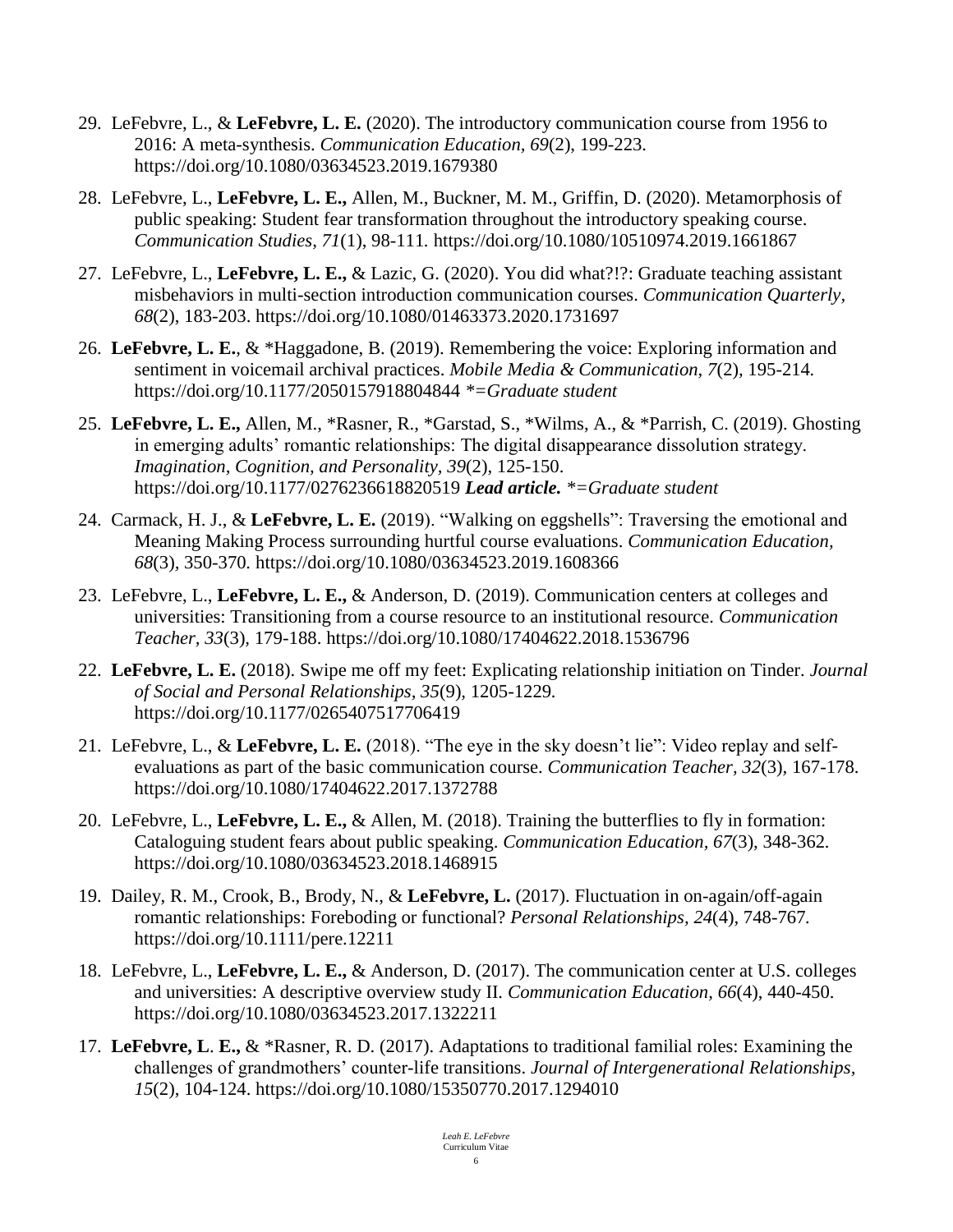29. LeFebvre, L., & **LeFebvre, L. E.** (2020). The introductory communication course from 1956 to 2016: A meta-synthesis. *Communication Education, 69*(2), 199-223. https://doi.org/10.1080/03634523.2019.1679380

28. LeFebvre, L., **LeFebvre, L. E.,** Allen, M., Buckner, M. M., Griffin, D. (2020). Metamorphosis of public speaking: Student fear transformation throughout the introductory speaking course. *Communication Studies, 71*(1), 98-111. https://doi.org/10.1080/10510974.2019.1661867

27. LeFebvre, L., **LeFebvre, L. E.,** & Lazic, G. (2020). You did what?!?: Graduate teaching assistant misbehaviors in multi-section introduction communication courses. *Communication Quarterly, 68*(2), 183-203. https://doi.org/10.1080/01463373.2020.1731697

26. **LeFebvre, L. E.**, & *Haggadone, B. (2019). Remembering the voice: Exploring information and sentiment in voicemail archival practices. *Mobile Media & Communication, 7*(2), 195-214. https://doi.org/10.1177/2050157918804844 *\*=Graduate student*

25. **LeFebvre, L. E.,** Allen, M., *Rasner, R., *Garstad, S., *Wilms, A., & *Parrish, C. (2019). Ghosting in emerging adults' romantic relationships: The digital disappearance dissolution strategy. *Imagination, Cognition, and Personality, 39*(2), 125-150. https://doi.org/10.1177/0276236618820519 ***Lead article.*** *\*=Graduate student*

24. Carmack, H. J., & **LeFebvre, L. E.** (2019). "Walking on eggshells": Traversing the emotional and Meaning Making Process surrounding hurtful course evaluations. *Communication Education, 68*(3), 350-370. https://doi.org/10.1080/03634523.2019.1608366

23. LeFebvre, L., **LeFebvre, L. E.,** & Anderson, D. (2019). Communication centers at colleges and universities: Transitioning from a course resource to an institutional resource. *Communication Teacher, 33*(3), 179-188. https://doi.org/10.1080/17404622.2018.1536796

22. **LeFebvre, L. E.** (2018). Swipe me off my feet: Explicating relationship initiation on Tinder. *Journal of Social and Personal Relationships, 35*(9), 1205-1229. https://doi.org/10.1177/0265407517706419

21. LeFebvre, L., & **LeFebvre, L. E.** (2018). "The eye in the sky doesn't lie": Video replay and self-evaluations as part of the basic communication course. *Communication Teacher, 32*(3), 167-178. https://doi.org/10.1080/17404622.2017.1372788

20. LeFebvre, L., **LeFebvre, L. E.,** & Allen, M. (2018). Training the butterflies to fly in formation: Cataloguing student fears about public speaking. *Communication Education, 67*(3), 348-362. https://doi.org/10.1080/03634523.2018.1468915

19. Dailey, R. M., Crook, B., Brody, N., & **LeFebvre, L.** (2017). Fluctuation in on-again/off-again romantic relationships: Foreboding or functional? *Personal Relationships, 24*(4), 748-767. https://doi.org/10.1111/pere.12211

18. LeFebvre, L., **LeFebvre, L. E.,** & Anderson, D. (2017). The communication center at U.S. colleges and universities: A descriptive overview study II. *Communication Education, 66*(4), 440-450. https://doi.org/10.1080/03634523.2017.1322211

17. **LeFebvre, L. E.,** & *Rasner, R. D. (2017). Adaptations to traditional familial roles: Examining the challenges of grandmothers' counter-life transitions. *Journal of Intergenerational Relationships, 15*(2), 104-124. https://doi.org/10.1080/15350770.2017.1294010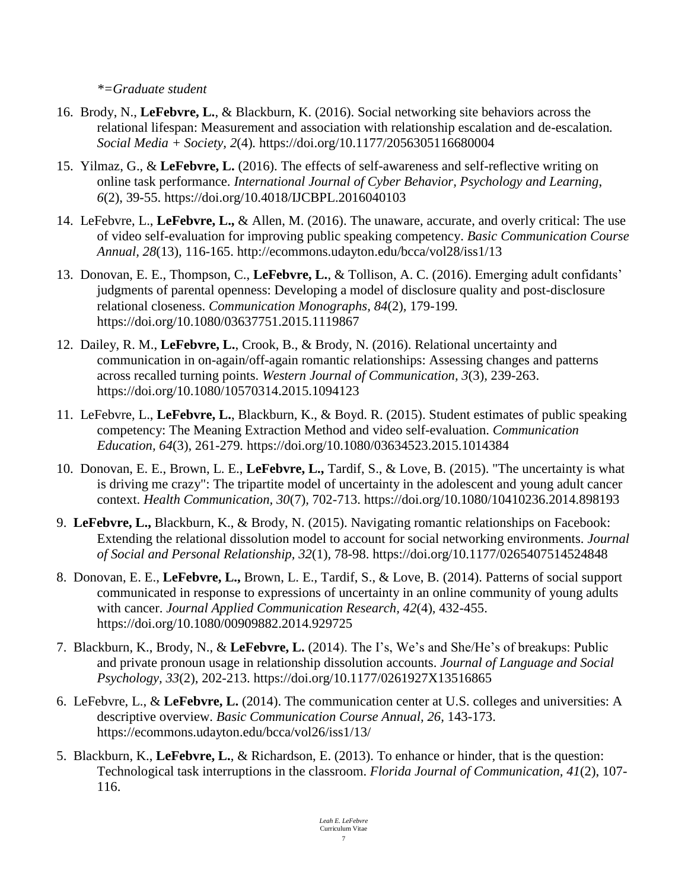*=Graduate student

16. Brody, N., **LeFebvre, L.**, & Blackburn, K. (2016). Social networking site behaviors across the relational lifespan: Measurement and association with relationship escalation and de-escalation. *Social Media + Society, 2*(4). https://doi.org/10.1177/2056305116680004

15. Yilmaz, G., & **LeFebvre, L.** (2016). The effects of self-awareness and self-reflective writing on online task performance. *International Journal of Cyber Behavior, Psychology and Learning*, *6*(2), 39-55. https://doi.org/10.4018/IJCBPL.2016040103

14. LeFebvre, L., **LeFebvre, L.,** & Allen, M. (2016). The unaware, accurate, and overly critical: The use of video self-evaluation for improving public speaking competency. *Basic Communication Course Annual, 28*(13), 116-165. http://ecommons.udayton.edu/bcca/vol28/iss1/13

13. Donovan, E. E., Thompson, C., **LeFebvre, L.**, & Tollison, A. C. (2016). Emerging adult confidants' judgments of parental openness: Developing a model of disclosure quality and post-disclosure relational closeness. *Communication Monographs, 84*(2), 179-199. https://doi.org/10.1080/03637751.2015.1119867

12. Dailey, R. M., **LeFebvre, L.**, Crook, B., & Brody, N. (2016). Relational uncertainty and communication in on-again/off-again romantic relationships: Assessing changes and patterns across recalled turning points. *Western Journal of Communication, 3*(3), 239-263. https://doi.org/10.1080/10570314.2015.1094123

11. LeFebvre, L., **LeFebvre, L.**, Blackburn, K., & Boyd. R. (2015). Student estimates of public speaking competency: The Meaning Extraction Method and video self-evaluation. *Communication Education, 64*(3), 261-279. https://doi.org/10.1080/03634523.2015.1014384

10. Donovan, E. E., Brown, L. E., **LeFebvre, L.,** Tardif, S., & Love, B. (2015). "The uncertainty is what is driving me crazy": The tripartite model of uncertainty in the adolescent and young adult cancer context. *Health Communication, 30*(7), 702-713. https://doi.org/10.1080/10410236.2014.898193

9. **LeFebvre, L.,** Blackburn, K., & Brody, N. (2015). Navigating romantic relationships on Facebook: Extending the relational dissolution model to account for social networking environments. *Journal of Social and Personal Relationship, 32*(1), 78-98. https://doi.org/10.1177/0265407514524848

8. Donovan, E. E., **LeFebvre, L.,** Brown, L. E., Tardif, S., & Love, B. (2014). Patterns of social support communicated in response to expressions of uncertainty in an online community of young adults with cancer. *Journal Applied Communication Research, 42*(4), 432-455. https://doi.org/10.1080/00909882.2014.929725

7. Blackburn, K., Brody, N., & **LeFebvre, L.** (2014). The I's, We's and She/He's of breakups: Public and private pronoun usage in relationship dissolution accounts. *Journal of Language and Social Psychology, 33*(2), 202-213. https://doi.org/10.1177/0261927X13516865

6. LeFebvre, L., & **LeFebvre, L.** (2014). The communication center at U.S. colleges and universities: A descriptive overview. *Basic Communication Course Annual, 26*, 143-173. https://ecommons.udayton.edu/bcca/vol26/iss1/13/

5. Blackburn, K., **LeFebvre, L.**, & Richardson, E. (2013). To enhance or hinder, that is the question: Technological task interruptions in the classroom. *Florida Journal of Communication, 41*(2), 107-116.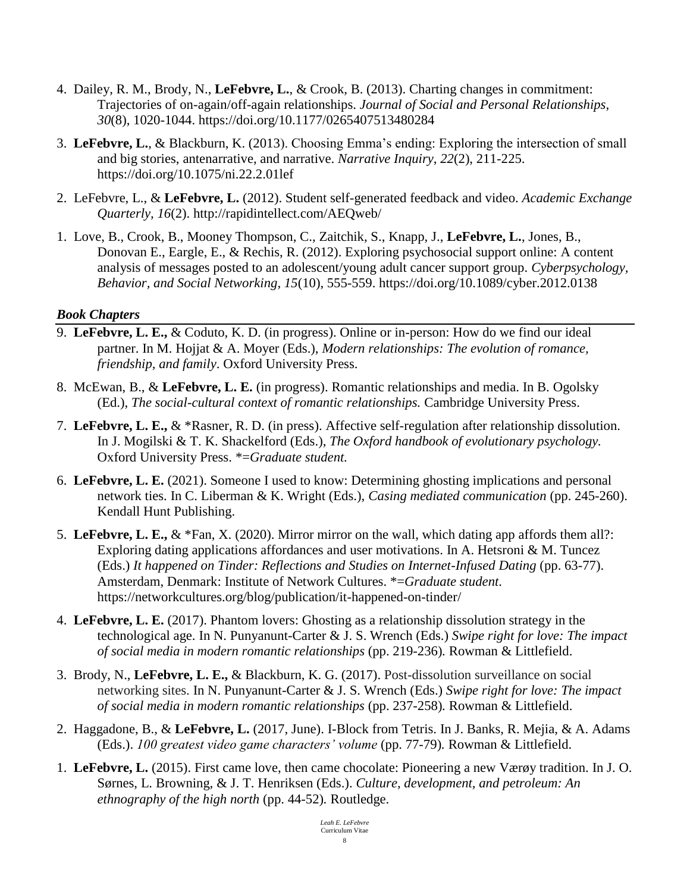4. Dailey, R. M., Brody, N., **LeFebvre, L.**, & Crook, B. (2013). Charting changes in commitment: Trajectories of on-again/off-again relationships. *Journal of Social and Personal Relationships*, *30*(8), 1020-1044. https://doi.org/10.1177/0265407513480284

3. **LeFebvre, L.**, & Blackburn, K. (2013). Choosing Emma's ending: Exploring the intersection of small and big stories, antenarrative, and narrative. *Narrative Inquiry*, *22*(2), 211-225. https://doi.org/10.1075/ni.22.2.01lef

2. LeFebvre, L., & **LeFebvre, L.** (2012). Student self-generated feedback and video. *Academic Exchange Quarterly, 16*(2). http://rapidintellect.com/AEQweb/

1. Love, B., Crook, B., Mooney Thompson, C., Zaitchik, S., Knapp, J., **LeFebvre, L.**, Jones, B., Donovan E., Eargle, E., & Rechis, R. (2012). Exploring psychosocial support online: A content analysis of messages posted to an adolescent/young adult cancer support group. *Cyberpsychology, Behavior, and Social Networking, 15*(10), 555-559. https://doi.org/10.1089/cyber.2012.0138

### *Book Chapters*

9. **LeFebvre, L. E.,** & Coduto, K. D. (in progress). Online or in-person: How do we find our ideal partner. In M. Hojjat & A. Moyer (Eds.), *Modern relationships: The evolution of romance, friendship, and family*. Oxford University Press.

8. McEwan, B., & **LeFebvre, L. E.** (in progress). Romantic relationships and media. In B. Ogolsky (Ed.), *The social-cultural context of romantic relationships.* Cambridge University Press.

7. **LeFebvre, L. E.,** & *Rasner, R. D. (in press). Affective self-regulation after relationship dissolution. In J. Mogilski & T. K. Shackelford (Eds.), *The Oxford handbook of evolutionary psychology.* Oxford University Press. *\*=Graduate student.*

6. **LeFebvre, L. E.** (2021). Someone I used to know: Determining ghosting implications and personal network ties. In C. Liberman & K. Wright (Eds.), *Casing mediated communication* (pp. 245-260). Kendall Hunt Publishing.

5. **LeFebvre, L. E.,** & *Fan, X. (2020). Mirror mirror on the wall, which dating app affords them all?: Exploring dating applications affordances and user motivations. In A. Hetsroni & M. Tuncez (Eds.) *It happened on Tinder: Reflections and Studies on Internet-Infused Dating* (pp. 63-77). Amsterdam, Denmark: Institute of Network Cultures. *\*=Graduate student.* https://networkcultures.org/blog/publication/it-happened-on-tinder/

4. **LeFebvre, L. E.** (2017). Phantom lovers: Ghosting as a relationship dissolution strategy in the technological age. In N. Punyanunt-Carter & J. S. Wrench (Eds.) *Swipe right for love: The impact of social media in modern romantic relationships* (pp. 219-236)*.* Rowman & Littlefield.

3. Brody, N., **LeFebvre, L. E.,** & Blackburn, K. G. (2017). Post-dissolution surveillance on social networking sites. In N. Punyanunt-Carter & J. S. Wrench (Eds.) *Swipe right for love: The impact of social media in modern romantic relationships* (pp. 237-258)*.* Rowman & Littlefield.

2. Haggadone, B., & **LeFebvre, L.** (2017, June). I-Block from Tetris. In J. Banks, R. Mejia, & A. Adams (Eds.). *100 greatest video game characters' volume* (pp. 77-79)*.* Rowman & Littlefield.

1. **LeFebvre, L.** (2015). First came love, then came chocolate: Pioneering a new Værøy tradition. In J. O. Sørnes, L. Browning, & J. T. Henriksen (Eds.). *Culture, development, and petroleum: An ethnography of the high north* (pp. 44-52)*.* Routledge.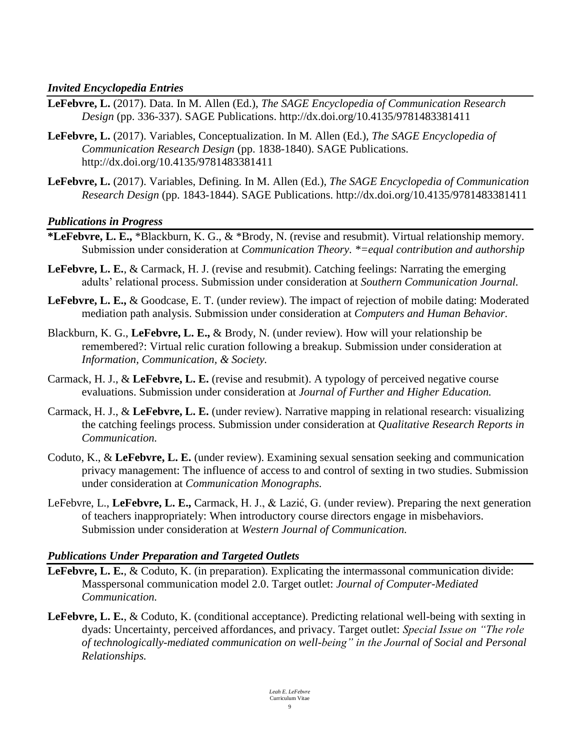### *Invited Encyclopedia Entries*

**LeFebvre, L.** (2017). Data. In M. Allen (Ed.), *The SAGE Encyclopedia of Communication Research Design* (pp. 336-337). SAGE Publications. http://dx.doi.org/10.4135/9781483381411

**LeFebvre, L.** (2017). Variables, Conceptualization. In M. Allen (Ed.), *The SAGE Encyclopedia of Communication Research Design* (pp. 1838-1840). SAGE Publications. http://dx.doi.org/10.4135/9781483381411

**LeFebvre, L.** (2017). Variables, Defining. In M. Allen (Ed.), *The SAGE Encyclopedia of Communication Research Design* (pp. 1843-1844). SAGE Publications. http://dx.doi.org/10.4135/9781483381411

### *Publications in Progress*

***LeFebvre, L. E.,** *Blackburn, K. G., & *Brody, N. (revise and resubmit). Virtual relationship memory. Submission under consideration at *Communication Theory. *=equal contribution and authorship*

**LeFebvre, L. E.**, & Carmack, H. J. (revise and resubmit). Catching feelings: Narrating the emerging adults' relational process. Submission under consideration at *Southern Communication Journal.*

**LeFebvre, L. E.,** & Goodcase, E. T. (under review). The impact of rejection of mobile dating: Moderated mediation path analysis. Submission under consideration at *Computers and Human Behavior.*

Blackburn, K. G., **LeFebvre, L. E.,** & Brody, N. (under review). How will your relationship be remembered?: Virtual relic curation following a breakup. Submission under consideration at *Information, Communication, & Society.*

Carmack, H. J., & **LeFebvre, L. E.** (revise and resubmit). A typology of perceived negative course evaluations. Submission under consideration at *Journal of Further and Higher Education.*

Carmack, H. J., & **LeFebvre, L. E.** (under review). Narrative mapping in relational research: visualizing the catching feelings process. Submission under consideration at *Qualitative Research Reports in Communication.*

Coduto, K., & **LeFebvre, L. E.** (under review). Examining sexual sensation seeking and communication privacy management: The influence of access to and control of sexting in two studies. Submission under consideration at *Communication Monographs.*

LeFebvre, L., **LeFebvre, L. E.,** Carmack, H. J., & Lazić, G. (under review). Preparing the next generation of teachers inappropriately: When introductory course directors engage in misbehaviors. Submission under consideration at *Western Journal of Communication.*

### *Publications Under Preparation and Targeted Outlets*

**LeFebvre, L. E.**, & Coduto, K. (in preparation). Explicating the intermassonal communication divide: Masspersonal communication model 2.0. Target outlet: *Journal of Computer-Mediated Communication.*

**LeFebvre, L. E.**, & Coduto, K. (conditional acceptance). Predicting relational well-being with sexting in dyads: Uncertainty, perceived affordances, and privacy. Target outlet: *Special Issue on "The role of technologically-mediated communication on well-being" in the Journal of Social and Personal Relationships.*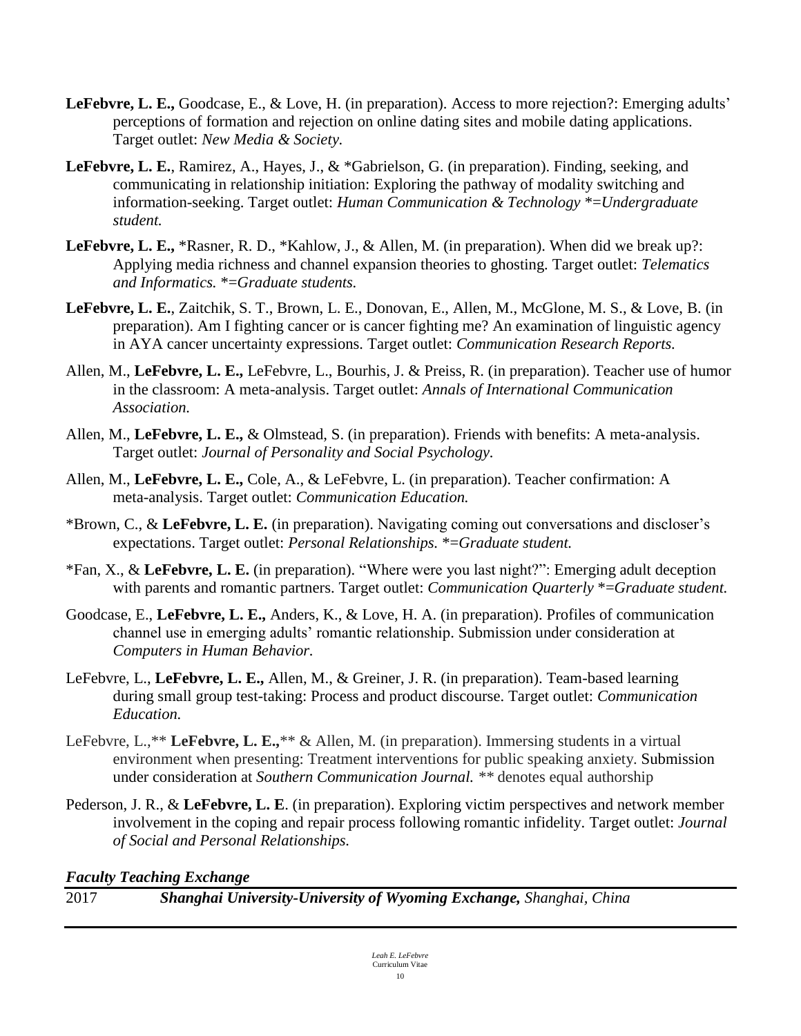**LeFebvre, L. E.,** Goodcase, E., & Love, H. (in preparation). Access to more rejection?: Emerging adults' perceptions of formation and rejection on online dating sites and mobile dating applications. Target outlet: *New Media & Society.*

**LeFebvre, L. E.**, Ramirez, A., Hayes, J., & *Gabrielson, G. (in preparation). Finding, seeking, and communicating in relationship initiation: Exploring the pathway of modality switching and information-seeking. Target outlet: *Human Communication & Technology *=Undergraduate student.*

**LeFebvre, L. E.,** *Rasner, R. D., *Kahlow, J., & Allen, M. (in preparation). When did we break up?: Applying media richness and channel expansion theories to ghosting. Target outlet: *Telematics and Informatics. *=Graduate students.*

**LeFebvre, L. E.**, Zaitchik, S. T., Brown, L. E., Donovan, E., Allen, M., McGlone, M. S., & Love, B. (in preparation). Am I fighting cancer or is cancer fighting me? An examination of linguistic agency in AYA cancer uncertainty expressions. Target outlet: *Communication Research Reports.*

Allen, M., **LeFebvre, L. E.,** LeFebvre, L., Bourhis, J. & Preiss, R. (in preparation). Teacher use of humor in the classroom: A meta-analysis. Target outlet: *Annals of International Communication Association.*

Allen, M., **LeFebvre, L. E.,** & Olmstead, S. (in preparation). Friends with benefits: A meta-analysis. Target outlet: *Journal of Personality and Social Psychology.*

Allen, M., **LeFebvre, L. E.,** Cole, A., & LeFebvre, L. (in preparation). Teacher confirmation: A meta-analysis. Target outlet: *Communication Education.*

*Brown, C., & **LeFebvre, L. E.** (in preparation). Navigating coming out conversations and discloser's expectations. Target outlet: *Personal Relationships. *=Graduate student.*

*Fan, X., & **LeFebvre, L. E.** (in preparation). "Where were you last night?": Emerging adult deception with parents and romantic partners. Target outlet: *Communication Quarterly *=Graduate student.*

Goodcase, E., **LeFebvre, L. E.,** Anders, K., & Love, H. A. (in preparation). Profiles of communication channel use in emerging adults' romantic relationship. Submission under consideration at *Computers in Human Behavior.*

LeFebvre, L., **LeFebvre, L. E.,** Allen, M., & Greiner, J. R. (in preparation). Team-based learning during small group test-taking: Process and product discourse. Target outlet: *Communication Education.*

LeFebvre, L.,** **LeFebvre, L. E.,**** & Allen, M. (in preparation). Immersing students in a virtual environment when presenting: Treatment interventions for public speaking anxiety. Submission under consideration at *Southern Communication Journal.* ** denotes equal authorship

Pederson, J. R., & **LeFebvre, L. E**. (in preparation). Exploring victim perspectives and network member involvement in the coping and repair process following romantic infidelity. Target outlet: *Journal of Social and Personal Relationships.*

### *Faculty Teaching Exchange*

2017 ***Shanghai University-University of Wyoming Exchange,*** *Shanghai, China*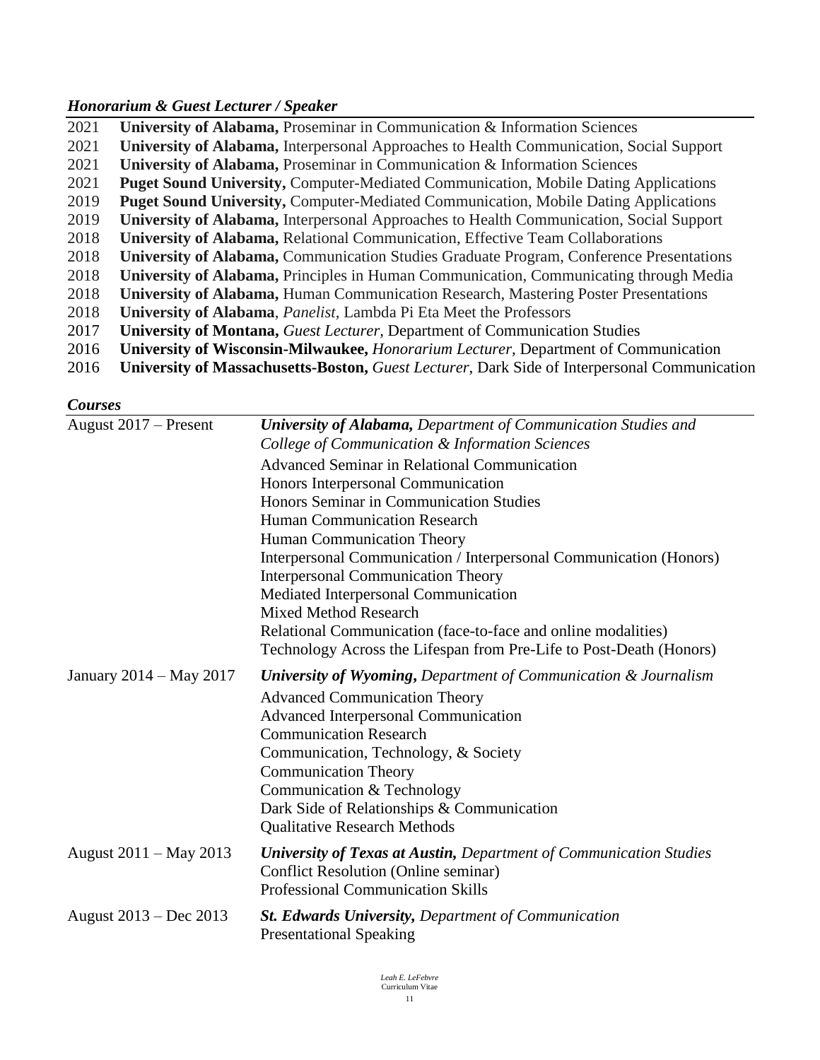### *Honorarium & Guest Lecturer / Speaker*

2021 **University of Alabama,** Proseminar in Communication & Information Sciences
2021 **University of Alabama,** Interpersonal Approaches to Health Communication, Social Support
2021 **University of Alabama,** Proseminar in Communication & Information Sciences
2021 **Puget Sound University,** Computer-Mediated Communication, Mobile Dating Applications
2019 **Puget Sound University,** Computer-Mediated Communication, Mobile Dating Applications
2019 **University of Alabama,** Interpersonal Approaches to Health Communication, Social Support
2018 **University of Alabama,** Relational Communication, Effective Team Collaborations
2018 **University of Alabama,** Communication Studies Graduate Program, Conference Presentations
2018 **University of Alabama,** Principles in Human Communication, Communicating through Media
2018 **University of Alabama,** Human Communication Research, Mastering Poster Presentations
2018 **University of Alabama**, *Panelist,* Lambda Pi Eta Meet the Professors
2017 **University of Montana,** *Guest Lecturer*, Department of Communication Studies
2016 **University of Wisconsin-Milwaukee,** *Honorarium Lecturer,* Department of Communication
2016 **University of Massachusetts-Boston,** *Guest Lecturer*, Dark Side of Interpersonal Communication

### *Courses*

August 2017 – Present
***University of Alabama,*** *Department of Communication Studies and College of Communication & Information Sciences*
Advanced Seminar in Relational Communication
Honors Interpersonal Communication
Honors Seminar in Communication Studies
Human Communication Research
Human Communication Theory
Interpersonal Communication / Interpersonal Communication (Honors)
Interpersonal Communication Theory
Mediated Interpersonal Communication
Mixed Method Research
Relational Communication (face-to-face and online modalities)
Technology Across the Lifespan from Pre-Life to Post-Death (Honors)

January 2014 – May 2017
***University of Wyoming,*** *Department of Communication & Journalism*
Advanced Communication Theory
Advanced Interpersonal Communication
Communication Research
Communication, Technology, & Society
Communication Theory
Communication & Technology
Dark Side of Relationships & Communication
Qualitative Research Methods

August 2011 – May 2013
***University of Texas at Austin,*** *Department of Communication Studies*
Conflict Resolution (Online seminar)
Professional Communication Skills

August 2013 – Dec 2013
***St. Edwards University,*** *Department of Communication*
Presentational Speaking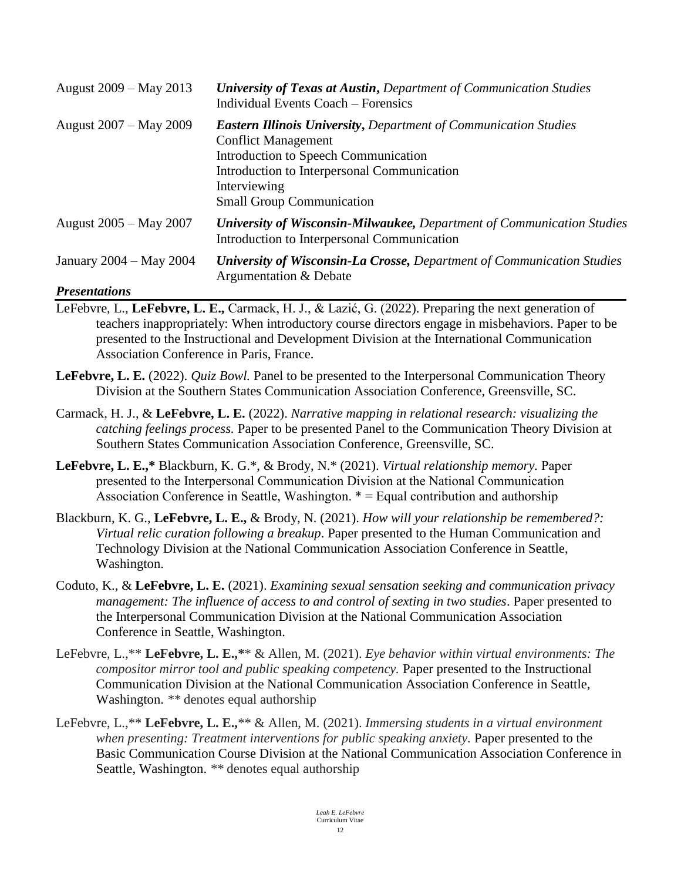| | |
|---|---|
| August 2009 – May 2013 | ***University of Texas at Austin***, *Department of Communication Studies*<br>Individual Events Coach – Forensics |
| August 2007 – May 2009 | ***Eastern Illinois University***, *Department of Communication Studies*<br>Conflict Management<br>Introduction to Speech Communication<br>Introduction to Interpersonal Communication<br>Interviewing<br>Small Group Communication |
| August 2005 – May 2007 | ***University of Wisconsin-Milwaukee,*** *Department of Communication Studies*<br>Introduction to Interpersonal Communication |
| January 2004 – May 2004 | ***University of Wisconsin-La Crosse,*** *Department of Communication Studies*<br>Argumentation & Debate |

### *Presentations*

LeFebvre, L., **LeFebvre, L. E.,** Carmack, H. J., & Lazić, G. (2022). Preparing the next generation of teachers inappropriately: When introductory course directors engage in misbehaviors. Paper to be presented to the Instructional and Development Division at the International Communication Association Conference in Paris, France.

**LeFebvre, L. E.** (2022). *Quiz Bowl.* Panel to be presented to the Interpersonal Communication Theory Division at the Southern States Communication Association Conference, Greensville, SC.

Carmack, H. J., & **LeFebvre, L. E.** (2022). *Narrative mapping in relational research: visualizing the catching feelings process.* Paper to be presented Panel to the Communication Theory Division at Southern States Communication Association Conference, Greensville, SC.

**LeFebvre, L. E.,\*** Blackburn, K. G.\*, & Brody, N.\* (2021). *Virtual relationship memory.* Paper presented to the Interpersonal Communication Division at the National Communication Association Conference in Seattle, Washington. \* = Equal contribution and authorship

Blackburn, K. G., **LeFebvre, L. E.,** & Brody, N. (2021). *How will your relationship be remembered?: Virtual relic curation following a breakup*. Paper presented to the Human Communication and Technology Division at the National Communication Association Conference in Seattle, Washington.

Coduto, K., & **LeFebvre, L. E.** (2021). *Examining sexual sensation seeking and communication privacy management: The influence of access to and control of sexting in two studies*. Paper presented to the Interpersonal Communication Division at the National Communication Association Conference in Seattle, Washington.

LeFebvre, L.,\*\* **LeFebvre, L. E.,\***\* & Allen, M. (2021). *Eye behavior within virtual environments: The compositor mirror tool and public speaking competency.* Paper presented to the Instructional Communication Division at the National Communication Association Conference in Seattle, Washington. \*\* denotes equal authorship

LeFebvre, L.,\*\* **LeFebvre, L. E.,**\*\* & Allen, M. (2021). *Immersing students in a virtual environment when presenting: Treatment interventions for public speaking anxiety.* Paper presented to the Basic Communication Course Division at the National Communication Association Conference in Seattle, Washington. \*\* denotes equal authorship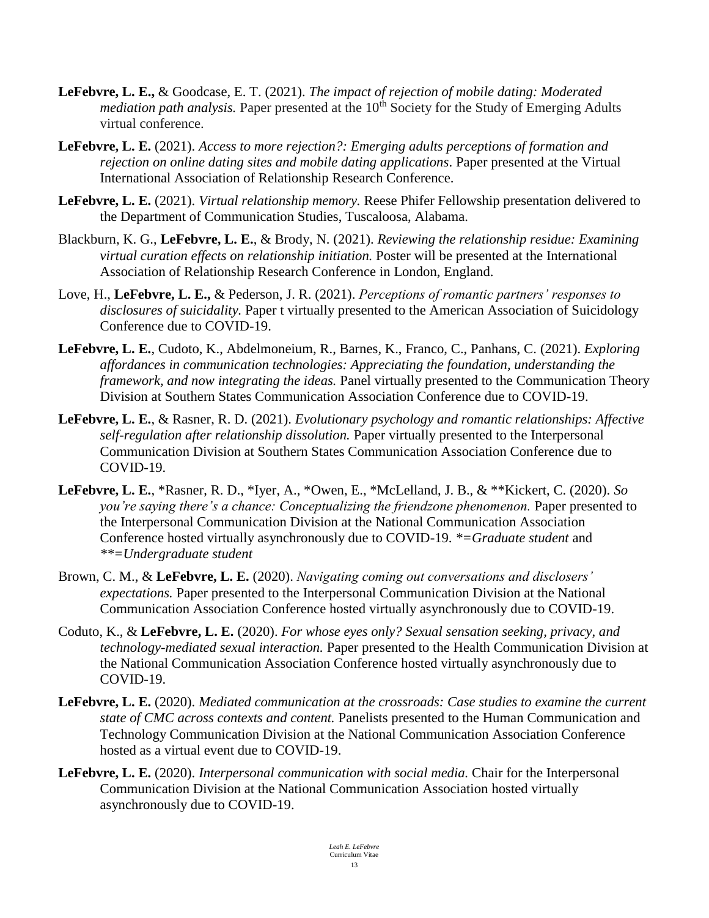**LeFebvre, L. E.,** & Goodcase, E. T. (2021). *The impact of rejection of mobile dating: Moderated mediation path analysis.* Paper presented at the 10th Society for the Study of Emerging Adults virtual conference.

**LeFebvre, L. E.** (2021). *Access to more rejection?: Emerging adults perceptions of formation and rejection on online dating sites and mobile dating applications*. Paper presented at the Virtual International Association of Relationship Research Conference.

**LeFebvre, L. E.** (2021). *Virtual relationship memory.* Reese Phifer Fellowship presentation delivered to the Department of Communication Studies, Tuscaloosa, Alabama.

Blackburn, K. G., **LeFebvre, L. E.**, & Brody, N. (2021). *Reviewing the relationship residue: Examining virtual curation effects on relationship initiation.* Poster will be presented at the International Association of Relationship Research Conference in London, England.

Love, H., **LeFebvre, L. E.,** & Pederson, J. R. (2021). *Perceptions of romantic partners' responses to disclosures of suicidality.* Paper t virtually presented to the American Association of Suicidology Conference due to COVID-19.

**LeFebvre, L. E.**, Cudoto, K., Abdelmoneium, R., Barnes, K., Franco, C., Panhans, C. (2021). *Exploring affordances in communication technologies: Appreciating the foundation, understanding the framework, and now integrating the ideas.* Panel virtually presented to the Communication Theory Division at Southern States Communication Association Conference due to COVID-19.

**LeFebvre, L. E.**, & Rasner, R. D. (2021). *Evolutionary psychology and romantic relationships: Affective self-regulation after relationship dissolution.* Paper virtually presented to the Interpersonal Communication Division at Southern States Communication Association Conference due to COVID-19.

**LeFebvre, L. E.**, *Rasner, R. D., *Iyer, A., *Owen, E., *McLelland, J. B., & **Kickert, C. (2020). *So you're saying there's a chance: Conceptualizing the friendzone phenomenon.* Paper presented to the Interpersonal Communication Division at the National Communication Association Conference hosted virtually asynchronously due to COVID-19. *\*=Graduate student* and *\*\*=Undergraduate student*

Brown, C. M., & **LeFebvre, L. E.** (2020). *Navigating coming out conversations and disclosers' expectations.* Paper presented to the Interpersonal Communication Division at the National Communication Association Conference hosted virtually asynchronously due to COVID-19.

Coduto, K., & **LeFebvre, L. E.** (2020). *For whose eyes only? Sexual sensation seeking, privacy, and technology-mediated sexual interaction.* Paper presented to the Health Communication Division at the National Communication Association Conference hosted virtually asynchronously due to COVID-19.

**LeFebvre, L. E.** (2020). *Mediated communication at the crossroads: Case studies to examine the current state of CMC across contexts and content.* Panelists presented to the Human Communication and Technology Communication Division at the National Communication Association Conference hosted as a virtual event due to COVID-19.

**LeFebvre, L. E.** (2020). *Interpersonal communication with social media.* Chair for the Interpersonal Communication Division at the National Communication Association hosted virtually asynchronously due to COVID-19.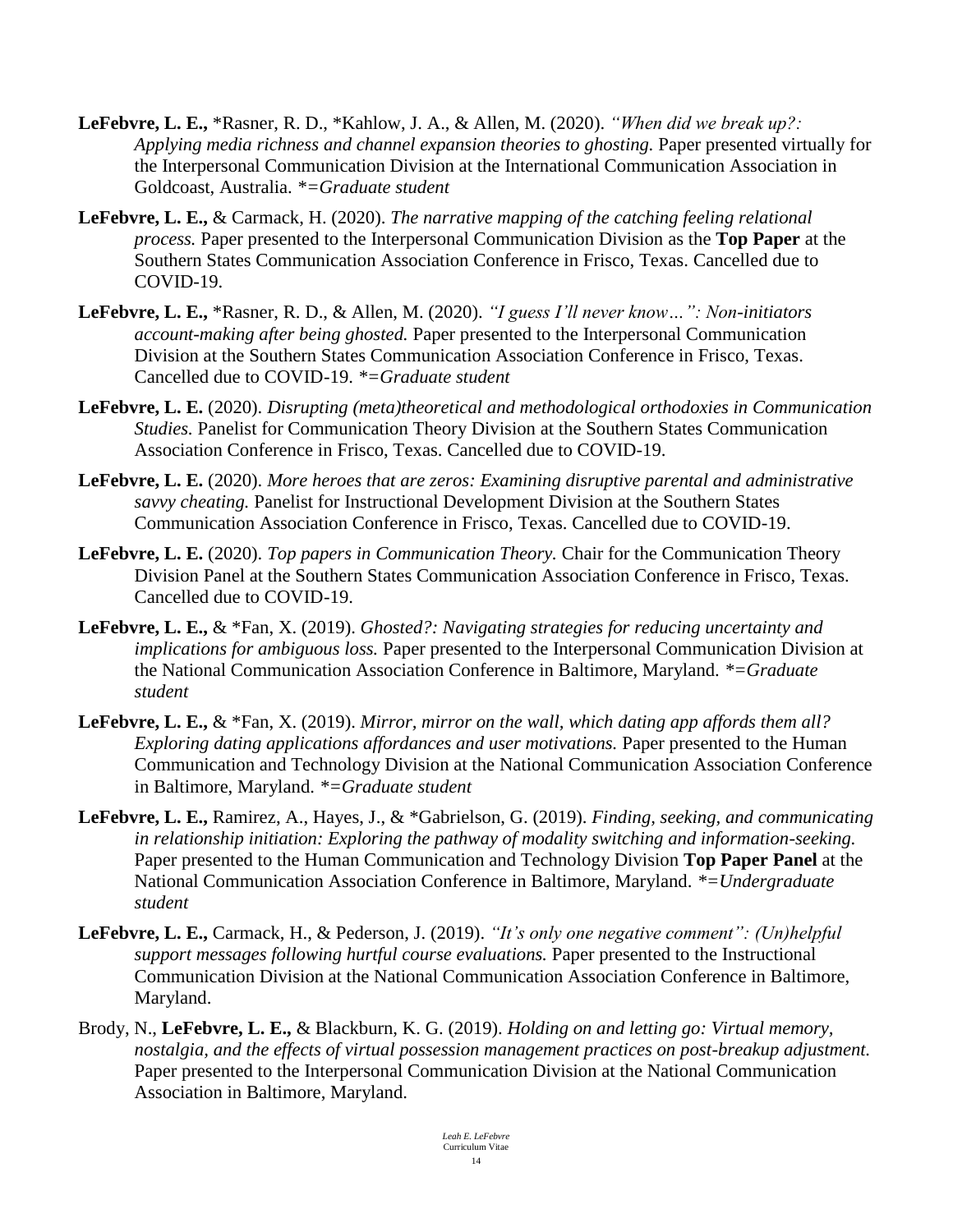**LeFebvre, L. E.,** *Rasner, R. D., *Kahlow, J. A., & Allen, M. (2020). *"When did we break up?: Applying media richness and channel expansion theories to ghosting.* Paper presented virtually for the Interpersonal Communication Division at the International Communication Association in Goldcoast, Australia. *\*=Graduate student*

**LeFebvre, L. E.,** & Carmack, H. (2020). *The narrative mapping of the catching feeling relational process.* Paper presented to the Interpersonal Communication Division as the **Top Paper** at the Southern States Communication Association Conference in Frisco, Texas. Cancelled due to COVID-19.

**LeFebvre, L. E.,** *Rasner, R. D., & Allen, M. (2020). *"I guess I'll never know…": Non-initiators account-making after being ghosted.* Paper presented to the Interpersonal Communication Division at the Southern States Communication Association Conference in Frisco, Texas. Cancelled due to COVID-19. *\*=Graduate student*

**LeFebvre, L. E.** (2020). *Disrupting (meta)theoretical and methodological orthodoxies in Communication Studies.* Panelist for Communication Theory Division at the Southern States Communication Association Conference in Frisco, Texas. Cancelled due to COVID-19.

**LeFebvre, L. E.** (2020). *More heroes that are zeros: Examining disruptive parental and administrative savvy cheating.* Panelist for Instructional Development Division at the Southern States Communication Association Conference in Frisco, Texas. Cancelled due to COVID-19.

**LeFebvre, L. E.** (2020). *Top papers in Communication Theory.* Chair for the Communication Theory Division Panel at the Southern States Communication Association Conference in Frisco, Texas. Cancelled due to COVID-19.

**LeFebvre, L. E.,** & *Fan, X. (2019). *Ghosted?: Navigating strategies for reducing uncertainty and implications for ambiguous loss.* Paper presented to the Interpersonal Communication Division at the National Communication Association Conference in Baltimore, Maryland. *\*=Graduate student*

**LeFebvre, L. E.,** & *Fan, X. (2019). *Mirror, mirror on the wall, which dating app affords them all? Exploring dating applications affordances and user motivations.* Paper presented to the Human Communication and Technology Division at the National Communication Association Conference in Baltimore, Maryland. *\*=Graduate student*

**LeFebvre, L. E.,** Ramirez, A., Hayes, J., & *Gabrielson, G. (2019). *Finding, seeking, and communicating in relationship initiation: Exploring the pathway of modality switching and information-seeking.* Paper presented to the Human Communication and Technology Division **Top Paper Panel** at the National Communication Association Conference in Baltimore, Maryland. *\*=Undergraduate student*

**LeFebvre, L. E.,** Carmack, H., & Pederson, J. (2019). *"It's only one negative comment": (Un)helpful support messages following hurtful course evaluations.* Paper presented to the Instructional Communication Division at the National Communication Association Conference in Baltimore, Maryland.

Brody, N., **LeFebvre, L. E.,** & Blackburn, K. G. (2019). *Holding on and letting go: Virtual memory, nostalgia, and the effects of virtual possession management practices on post-breakup adjustment.* Paper presented to the Interpersonal Communication Division at the National Communication Association in Baltimore, Maryland.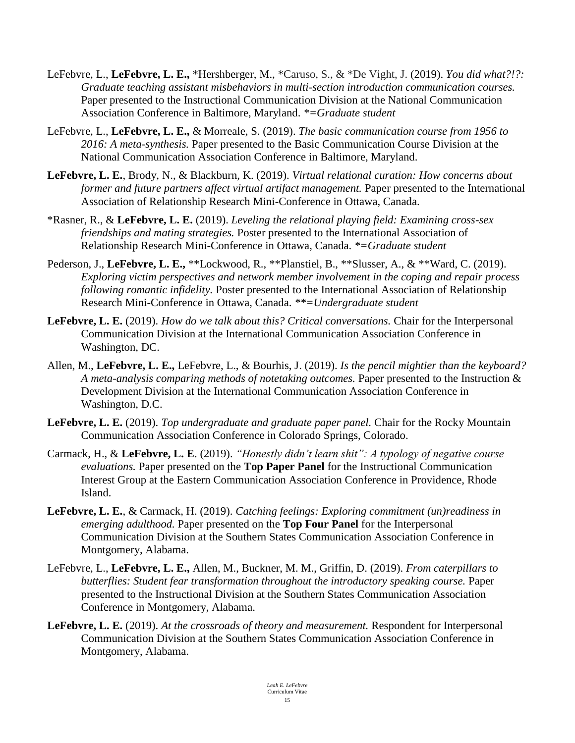LeFebvre, L., **LeFebvre, L. E.,** *Hershberger, M., *Caruso, S., & *De Vight, J. (2019). *You did what?!?: Graduate teaching assistant misbehaviors in multi-section introduction communication courses.* Paper presented to the Instructional Communication Division at the National Communication Association Conference in Baltimore, Maryland. *\*=Graduate student*

LeFebvre, L., **LeFebvre, L. E.,** & Morreale, S. (2019). *The basic communication course from 1956 to 2016: A meta-synthesis.* Paper presented to the Basic Communication Course Division at the National Communication Association Conference in Baltimore, Maryland.

**LeFebvre, L. E.**, Brody, N., & Blackburn, K. (2019). *Virtual relational curation: How concerns about former and future partners affect virtual artifact management.* Paper presented to the International Association of Relationship Research Mini-Conference in Ottawa, Canada.

*Rasner, R., & **LeFebvre, L. E.** (2019). *Leveling the relational playing field: Examining cross-sex friendships and mating strategies.* Poster presented to the International Association of Relationship Research Mini-Conference in Ottawa, Canada. *\*=Graduate student*

Pederson, J., **LeFebvre, L. E.,** **Lockwood, R., **Planstiel, B., **Slusser, A., & **Ward, C. (2019). *Exploring victim perspectives and network member involvement in the coping and repair process following romantic infidelity.* Poster presented to the International Association of Relationship Research Mini-Conference in Ottawa, Canada. *\*\*=Undergraduate student*

**LeFebvre, L. E.** (2019). *How do we talk about this? Critical conversations.* Chair for the Interpersonal Communication Division at the International Communication Association Conference in Washington, DC.

Allen, M., **LeFebvre, L. E.,** LeFebvre, L., & Bourhis, J. (2019). *Is the pencil mightier than the keyboard? A meta-analysis comparing methods of notetaking outcomes.* Paper presented to the Instruction & Development Division at the International Communication Association Conference in Washington, D.C.

**LeFebvre, L. E.** (2019). *Top undergraduate and graduate paper panel.* Chair for the Rocky Mountain Communication Association Conference in Colorado Springs, Colorado.

Carmack, H., & **LeFebvre, L. E**. (2019). *"Honestly didn't learn shit": A typology of negative course evaluations.* Paper presented on the **Top Paper Panel** for the Instructional Communication Interest Group at the Eastern Communication Association Conference in Providence, Rhode Island.

**LeFebvre, L. E.**, & Carmack, H. (2019). *Catching feelings: Exploring commitment (un)readiness in emerging adulthood.* Paper presented on the **Top Four Panel** for the Interpersonal Communication Division at the Southern States Communication Association Conference in Montgomery, Alabama.

LeFebvre, L., **LeFebvre, L. E.,** Allen, M., Buckner, M. M., Griffin, D. (2019). *From caterpillars to butterflies: Student fear transformation throughout the introductory speaking course.* Paper presented to the Instructional Division at the Southern States Communication Association Conference in Montgomery, Alabama.

**LeFebvre, L. E.** (2019). *At the crossroads of theory and measurement.* Respondent for Interpersonal Communication Division at the Southern States Communication Association Conference in Montgomery, Alabama.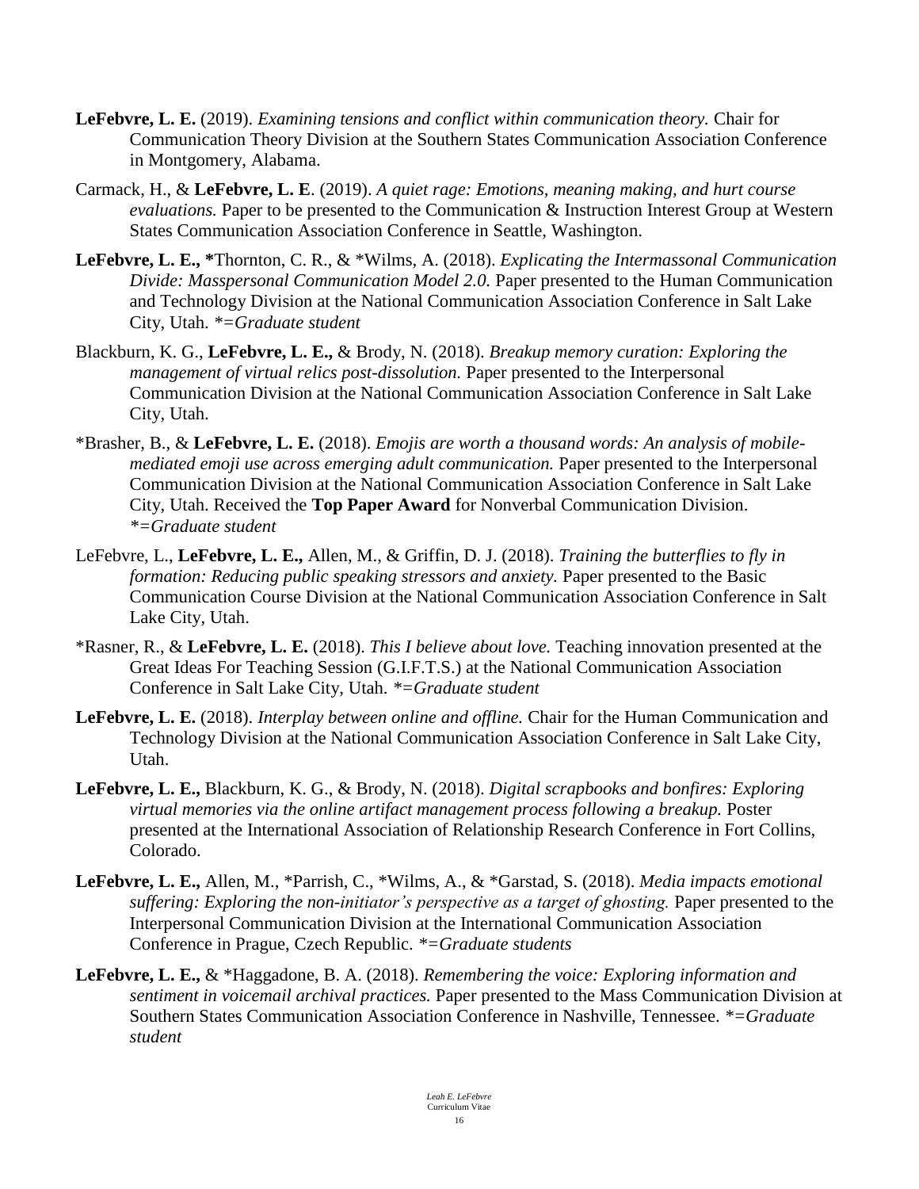**LeFebvre, L. E.** (2019). *Examining tensions and conflict within communication theory.* Chair for Communication Theory Division at the Southern States Communication Association Conference in Montgomery, Alabama.

Carmack, H., & **LeFebvre, L. E**. (2019). *A quiet rage: Emotions, meaning making, and hurt course evaluations.* Paper to be presented to the Communication & Instruction Interest Group at Western States Communication Association Conference in Seattle, Washington.

**LeFebvre, L. E., \***Thornton, C. R., & *Wilms, A. (2018). *Explicating the Intermassonal Communication Divide: Masspersonal Communication Model 2.0.* Paper presented to the Human Communication and Technology Division at the National Communication Association Conference in Salt Lake City, Utah. *\*=Graduate student*

Blackburn, K. G., **LeFebvre, L. E.,** & Brody, N. (2018). *Breakup memory curation: Exploring the management of virtual relics post-dissolution.* Paper presented to the Interpersonal Communication Division at the National Communication Association Conference in Salt Lake City, Utah.

*Brasher, B., & **LeFebvre, L. E.** (2018). *Emojis are worth a thousand words: An analysis of mobile-mediated emoji use across emerging adult communication.* Paper presented to the Interpersonal Communication Division at the National Communication Association Conference in Salt Lake City, Utah. Received the **Top Paper Award** for Nonverbal Communication Division. *\*=Graduate student*

LeFebvre, L., **LeFebvre, L. E.,** Allen, M., & Griffin, D. J. (2018). *Training the butterflies to fly in formation: Reducing public speaking stressors and anxiety.* Paper presented to the Basic Communication Course Division at the National Communication Association Conference in Salt Lake City, Utah.

*Rasner, R., & **LeFebvre, L. E.** (2018). *This I believe about love.* Teaching innovation presented at the Great Ideas For Teaching Session (G.I.F.T.S.) at the National Communication Association Conference in Salt Lake City, Utah. *\*=Graduate student*

**LeFebvre, L. E.** (2018). *Interplay between online and offline.* Chair for the Human Communication and Technology Division at the National Communication Association Conference in Salt Lake City, Utah.

**LeFebvre, L. E.,** Blackburn, K. G., & Brody, N. (2018). *Digital scrapbooks and bonfires: Exploring virtual memories via the online artifact management process following a breakup.* Poster presented at the International Association of Relationship Research Conference in Fort Collins, Colorado.

**LeFebvre, L. E.,** Allen, M., *Parrish, C., *Wilms, A., & *Garstad, S. (2018). *Media impacts emotional suffering: Exploring the non-initiator's perspective as a target of ghosting.* Paper presented to the Interpersonal Communication Division at the International Communication Association Conference in Prague, Czech Republic. *\*=Graduate students*

**LeFebvre, L. E.,** & *Haggadone, B. A. (2018). *Remembering the voice: Exploring information and sentiment in voicemail archival practices.* Paper presented to the Mass Communication Division at Southern States Communication Association Conference in Nashville, Tennessee. *\*=Graduate student*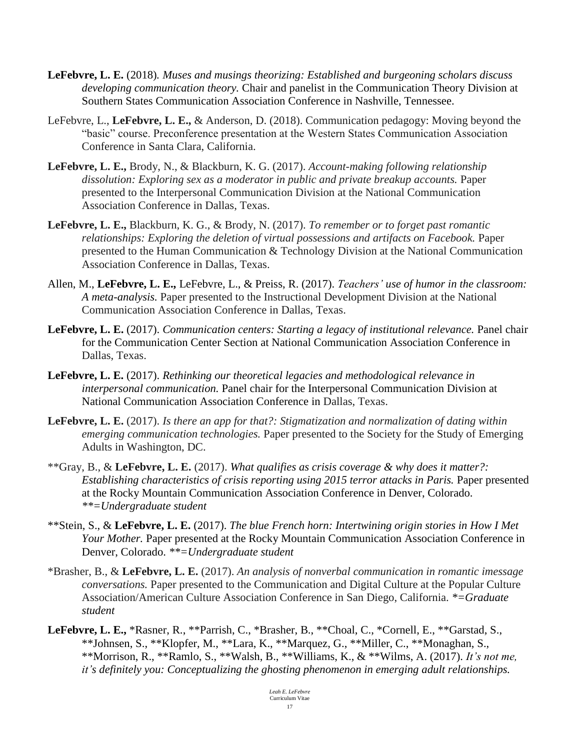**LeFebvre, L. E.** (2018). *Muses and musings theorizing: Established and burgeoning scholars discuss developing communication theory.* Chair and panelist in the Communication Theory Division at Southern States Communication Association Conference in Nashville, Tennessee.

LeFebvre, L., **LeFebvre, L. E.,** & Anderson, D. (2018). Communication pedagogy: Moving beyond the "basic" course. Preconference presentation at the Western States Communication Association Conference in Santa Clara, California.

**LeFebvre, L. E.,** Brody, N., & Blackburn, K. G. (2017). *Account-making following relationship dissolution: Exploring sex as a moderator in public and private breakup accounts.* Paper presented to the Interpersonal Communication Division at the National Communication Association Conference in Dallas, Texas.

**LeFebvre, L. E.,** Blackburn, K. G., & Brody, N. (2017). *To remember or to forget past romantic relationships: Exploring the deletion of virtual possessions and artifacts on Facebook.* Paper presented to the Human Communication & Technology Division at the National Communication Association Conference in Dallas, Texas.

Allen, M., **LeFebvre, L. E.,** LeFebvre, L., & Preiss, R. (2017). *Teachers' use of humor in the classroom: A meta-analysis.* Paper presented to the Instructional Development Division at the National Communication Association Conference in Dallas, Texas.

**LeFebvre, L. E.** (2017). *Communication centers: Starting a legacy of institutional relevance.* Panel chair for the Communication Center Section at National Communication Association Conference in Dallas, Texas.

**LeFebvre, L. E.** (2017). *Rethinking our theoretical legacies and methodological relevance in interpersonal communication.* Panel chair for the Interpersonal Communication Division at National Communication Association Conference in Dallas, Texas.

**LeFebvre, L. E.** (2017). *Is there an app for that?: Stigmatization and normalization of dating within emerging communication technologies.* Paper presented to the Society for the Study of Emerging Adults in Washington, DC.

**Gray, B., & **LeFebvre, L. E.** (2017). *What qualifies as crisis coverage & why does it matter?: Establishing characteristics of crisis reporting using 2015 terror attacks in Paris.* Paper presented at the Rocky Mountain Communication Association Conference in Denver, Colorado. *\*\*=Undergraduate student*

**Stein, S., & **LeFebvre, L. E.** (2017). *The blue French horn: Intertwining origin stories in How I Met Your Mother.* Paper presented at the Rocky Mountain Communication Association Conference in Denver, Colorado. *\*\*=Undergraduate student*

*Brasher, B., & **LeFebvre, L. E.** (2017). *An analysis of nonverbal communication in romantic imessage conversations.* Paper presented to the Communication and Digital Culture at the Popular Culture Association/American Culture Association Conference in San Diego, California. *\*=Graduate student*

**LeFebvre, L. E.,** *Rasner, R., **Parrish, C., *Brasher, B., **Choal, C., *Cornell, E., **Garstad, S., **Johnsen, S., **Klopfer, M., **Lara, K., **Marquez, G., **Miller, C., **Monaghan, S., **Morrison, R., **Ramlo, S., **Walsh, B., **Williams, K., & **Wilms, A. (2017). *It's not me, it's definitely you: Conceptualizing the ghosting phenomenon in emerging adult relationships.*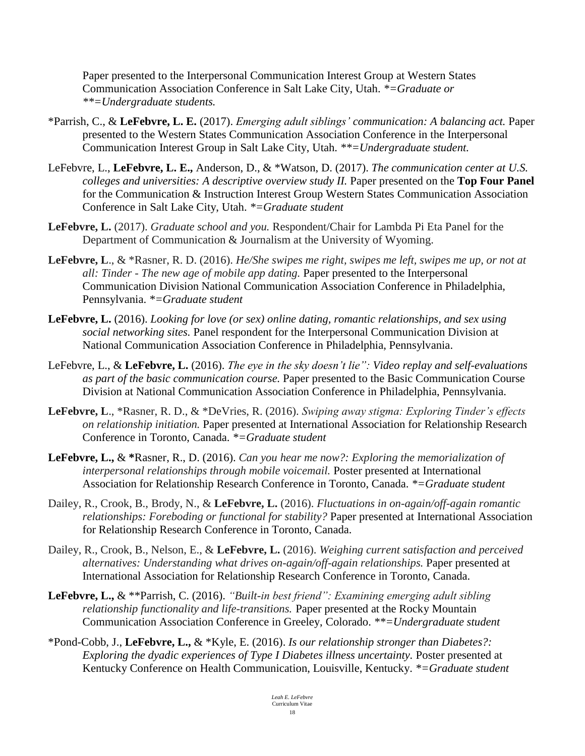Paper presented to the Interpersonal Communication Interest Group at Western States Communication Association Conference in Salt Lake City, Utah. *\*=Graduate or \*\*=Undergraduate students.*

\*Parrish, C., & **LeFebvre, L. E.** (2017). *Emerging adult siblings' communication: A balancing act.* Paper presented to the Western States Communication Association Conference in the Interpersonal Communication Interest Group in Salt Lake City, Utah. *\*\*=Undergraduate student.*

LeFebvre, L., **LeFebvre, L. E.,** Anderson, D., & \*Watson, D. (2017). *The communication center at U.S. colleges and universities: A descriptive overview study II.* Paper presented on the **Top Four Panel** for the Communication & Instruction Interest Group Western States Communication Association Conference in Salt Lake City, Utah. *\*=Graduate student*

**LeFebvre, L.** (2017). *Graduate school and you.* Respondent/Chair for Lambda Pi Eta Panel for the Department of Communication & Journalism at the University of Wyoming.

**LeFebvre, L**., & \*Rasner, R. D. (2016). *He/She swipes me right, swipes me left, swipes me up, or not at all: Tinder - The new age of mobile app dating.* Paper presented to the Interpersonal Communication Division National Communication Association Conference in Philadelphia, Pennsylvania. *\*=Graduate student*

**LeFebvre, L.** (2016). *Looking for love (or sex) online dating, romantic relationships, and sex using social networking sites.* Panel respondent for the Interpersonal Communication Division at National Communication Association Conference in Philadelphia, Pennsylvania.

LeFebvre, L., & **LeFebvre, L.** (2016). *The eye in the sky doesn't lie": Video replay and self-evaluations as part of the basic communication course.* Paper presented to the Basic Communication Course Division at National Communication Association Conference in Philadelphia, Pennsylvania.

**LeFebvre, L**., \*Rasner, R. D., & \*DeVries, R. (2016). *Swiping away stigma: Exploring Tinder's effects on relationship initiation.* Paper presented at International Association for Relationship Research Conference in Toronto, Canada. *\*=Graduate student*

**LeFebvre, L.,** & **\***Rasner, R., D. (2016). *Can you hear me now?: Exploring the memorialization of interpersonal relationships through mobile voicemail.* Poster presented at International Association for Relationship Research Conference in Toronto, Canada. *\*=Graduate student*

Dailey, R., Crook, B., Brody, N., & **LeFebvre, L.** (2016). *Fluctuations in on-again/off-again romantic relationships: Foreboding or functional for stability?* Paper presented at International Association for Relationship Research Conference in Toronto, Canada.

Dailey, R., Crook, B., Nelson, E., & **LeFebvre, L.** (2016). *Weighing current satisfaction and perceived alternatives: Understanding what drives on-again/off-again relationships.* Paper presented at International Association for Relationship Research Conference in Toronto, Canada.

**LeFebvre, L.,** & \*\*Parrish, C. (2016). *"Built-in best friend": Examining emerging adult sibling relationship functionality and life-transitions.* Paper presented at the Rocky Mountain Communication Association Conference in Greeley, Colorado. *\*\*=Undergraduate student*

\*Pond-Cobb, J., **LeFebvre, L.,** & \*Kyle, E. (2016). *Is our relationship stronger than Diabetes?: Exploring the dyadic experiences of Type I Diabetes illness uncertainty.* Poster presented at Kentucky Conference on Health Communication, Louisville, Kentucky. *\*=Graduate student*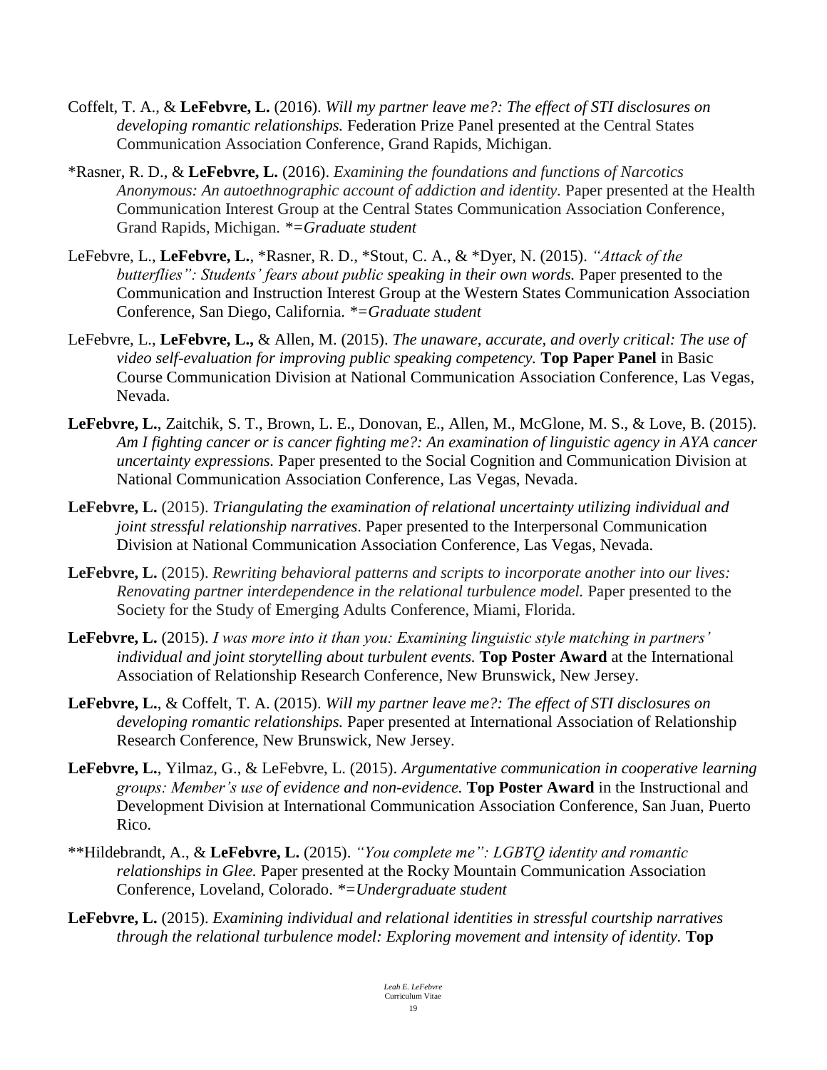Coffelt, T. A., & **LeFebvre, L.** (2016). *Will my partner leave me?: The effect of STI disclosures on developing romantic relationships.* Federation Prize Panel presented at the Central States Communication Association Conference, Grand Rapids, Michigan.

*Rasner, R. D., & **LeFebvre, L.** (2016). *Examining the foundations and functions of Narcotics Anonymous: An autoethnographic account of addiction and identity.* Paper presented at the Health Communication Interest Group at the Central States Communication Association Conference, Grand Rapids, Michigan. *\*=Graduate student*

LeFebvre, L., **LeFebvre, L.**, *Rasner, R. D., *Stout, C. A., & *Dyer, N. (2015). *"Attack of the butterflies": Students' fears about public speaking in their own words.* Paper presented to the Communication and Instruction Interest Group at the Western States Communication Association Conference, San Diego, California. *\*=Graduate student*

LeFebvre, L., **LeFebvre, L.,** & Allen, M. (2015). *The unaware, accurate, and overly critical: The use of video self-evaluation for improving public speaking competency.* **Top Paper Panel** in Basic Course Communication Division at National Communication Association Conference, Las Vegas, Nevada.

**LeFebvre, L.**, Zaitchik, S. T., Brown, L. E., Donovan, E., Allen, M., McGlone, M. S., & Love, B. (2015). *Am I fighting cancer or is cancer fighting me?: An examination of linguistic agency in AYA cancer uncertainty expressions.* Paper presented to the Social Cognition and Communication Division at National Communication Association Conference, Las Vegas, Nevada.

**LeFebvre, L.** (2015). *Triangulating the examination of relational uncertainty utilizing individual and joint stressful relationship narratives.* Paper presented to the Interpersonal Communication Division at National Communication Association Conference, Las Vegas, Nevada.

**LeFebvre, L.** (2015). *Rewriting behavioral patterns and scripts to incorporate another into our lives: Renovating partner interdependence in the relational turbulence model.* Paper presented to the Society for the Study of Emerging Adults Conference, Miami, Florida.

**LeFebvre, L.** (2015). *I was more into it than you: Examining linguistic style matching in partners' individual and joint storytelling about turbulent events.* **Top Poster Award** at the International Association of Relationship Research Conference, New Brunswick, New Jersey.

**LeFebvre, L.**, & Coffelt, T. A. (2015). *Will my partner leave me?: The effect of STI disclosures on developing romantic relationships.* Paper presented at International Association of Relationship Research Conference, New Brunswick, New Jersey.

**LeFebvre, L.**, Yilmaz, G., & LeFebvre, L. (2015). *Argumentative communication in cooperative learning groups: Member's use of evidence and non-evidence.* **Top Poster Award** in the Instructional and Development Division at International Communication Association Conference, San Juan, Puerto Rico.

**Hildebrandt, A., & **LeFebvre, L.** (2015). *"You complete me": LGBTQ identity and romantic relationships in Glee.* Paper presented at the Rocky Mountain Communication Association Conference, Loveland, Colorado. *\*=Undergraduate student*

**LeFebvre, L.** (2015). *Examining individual and relational identities in stressful courtship narratives through the relational turbulence model: Exploring movement and intensity of identity.* **Top**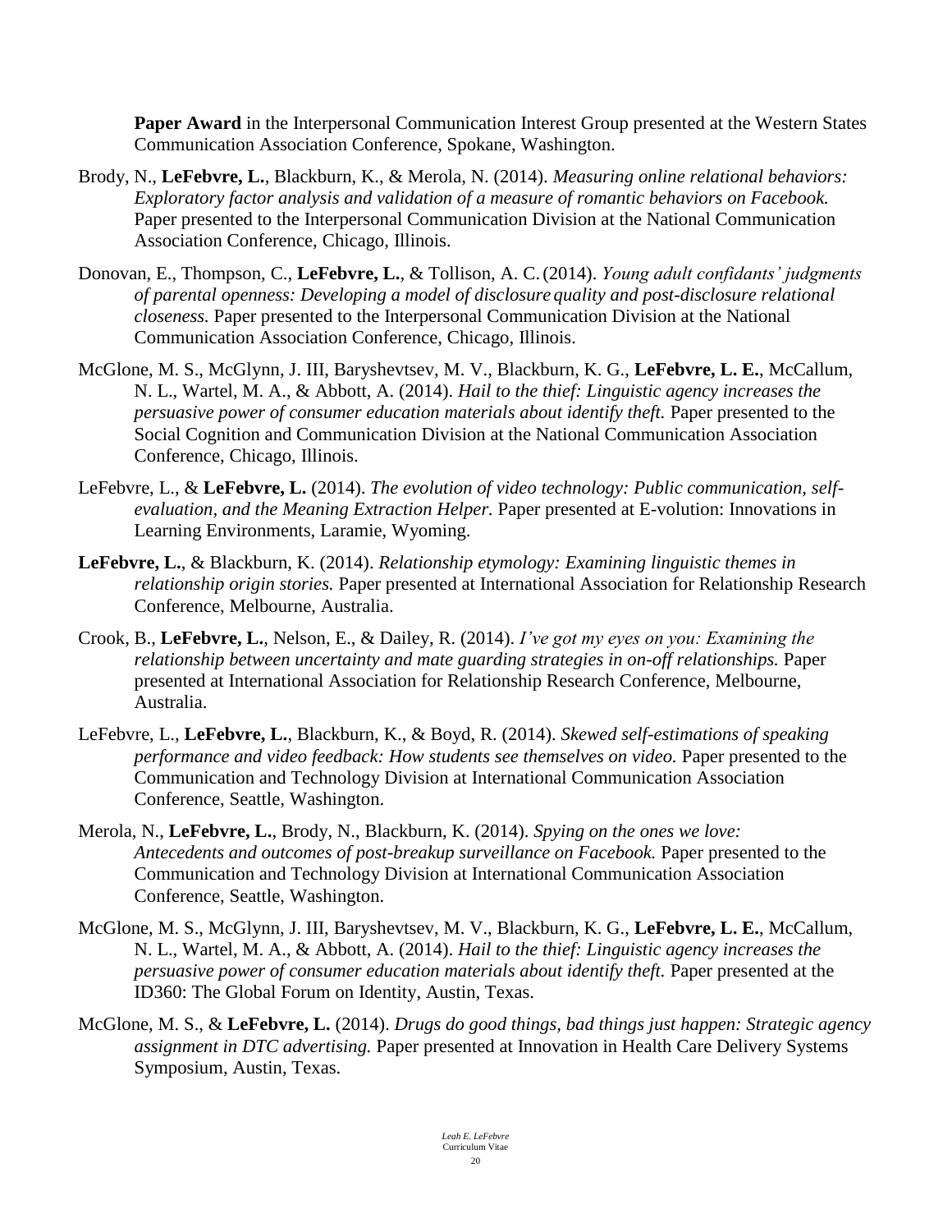**Paper Award** in the Interpersonal Communication Interest Group presented at the Western States Communication Association Conference, Spokane, Washington.

Brody, N., **LeFebvre, L.**, Blackburn, K., & Merola, N. (2014). *Measuring online relational behaviors: Exploratory factor analysis and validation of a measure of romantic behaviors on Facebook.* Paper presented to the Interpersonal Communication Division at the National Communication Association Conference, Chicago, Illinois.

Donovan, E., Thompson, C., **LeFebvre, L.**, & Tollison, A. C. (2014). *Young adult confidants' judgments of parental openness: Developing a model of disclosure quality and post-disclosure relational closeness.* Paper presented to the Interpersonal Communication Division at the National Communication Association Conference, Chicago, Illinois.

McGlone, M. S., McGlynn, J. III, Baryshevtsev, M. V., Blackburn, K. G., **LeFebvre, L. E.**, McCallum, N. L., Wartel, M. A., & Abbott, A. (2014). *Hail to the thief: Linguistic agency increases the persuasive power of consumer education materials about identify theft.* Paper presented to the Social Cognition and Communication Division at the National Communication Association Conference, Chicago, Illinois.

LeFebvre, L., & **LeFebvre, L.** (2014). *The evolution of video technology: Public communication, self-evaluation, and the Meaning Extraction Helper.* Paper presented at E-volution: Innovations in Learning Environments, Laramie, Wyoming.

**LeFebvre, L.**, & Blackburn, K. (2014). *Relationship etymology: Examining linguistic themes in relationship origin stories.* Paper presented at International Association for Relationship Research Conference, Melbourne, Australia.

Crook, B., **LeFebvre, L.**, Nelson, E., & Dailey, R. (2014). *I've got my eyes on you: Examining the relationship between uncertainty and mate guarding strategies in on-off relationships.* Paper presented at International Association for Relationship Research Conference, Melbourne, Australia.

LeFebvre, L., **LeFebvre, L.**, Blackburn, K., & Boyd, R. (2014). *Skewed self-estimations of speaking performance and video feedback: How students see themselves on video.* Paper presented to the Communication and Technology Division at International Communication Association Conference, Seattle, Washington.

Merola, N., **LeFebvre, L.**, Brody, N., Blackburn, K. (2014). *Spying on the ones we love: Antecedents and outcomes of post-breakup surveillance on Facebook.* Paper presented to the Communication and Technology Division at International Communication Association Conference, Seattle, Washington.

McGlone, M. S., McGlynn, J. III, Baryshevtsev, M. V., Blackburn, K. G., **LeFebvre, L. E.**, McCallum, N. L., Wartel, M. A., & Abbott, A. (2014). *Hail to the thief: Linguistic agency increases the persuasive power of consumer education materials about identify theft.* Paper presented at the ID360: The Global Forum on Identity, Austin, Texas.

McGlone, M. S., & **LeFebvre, L.** (2014). *Drugs do good things, bad things just happen: Strategic agency assignment in DTC advertising.* Paper presented at Innovation in Health Care Delivery Systems Symposium, Austin, Texas.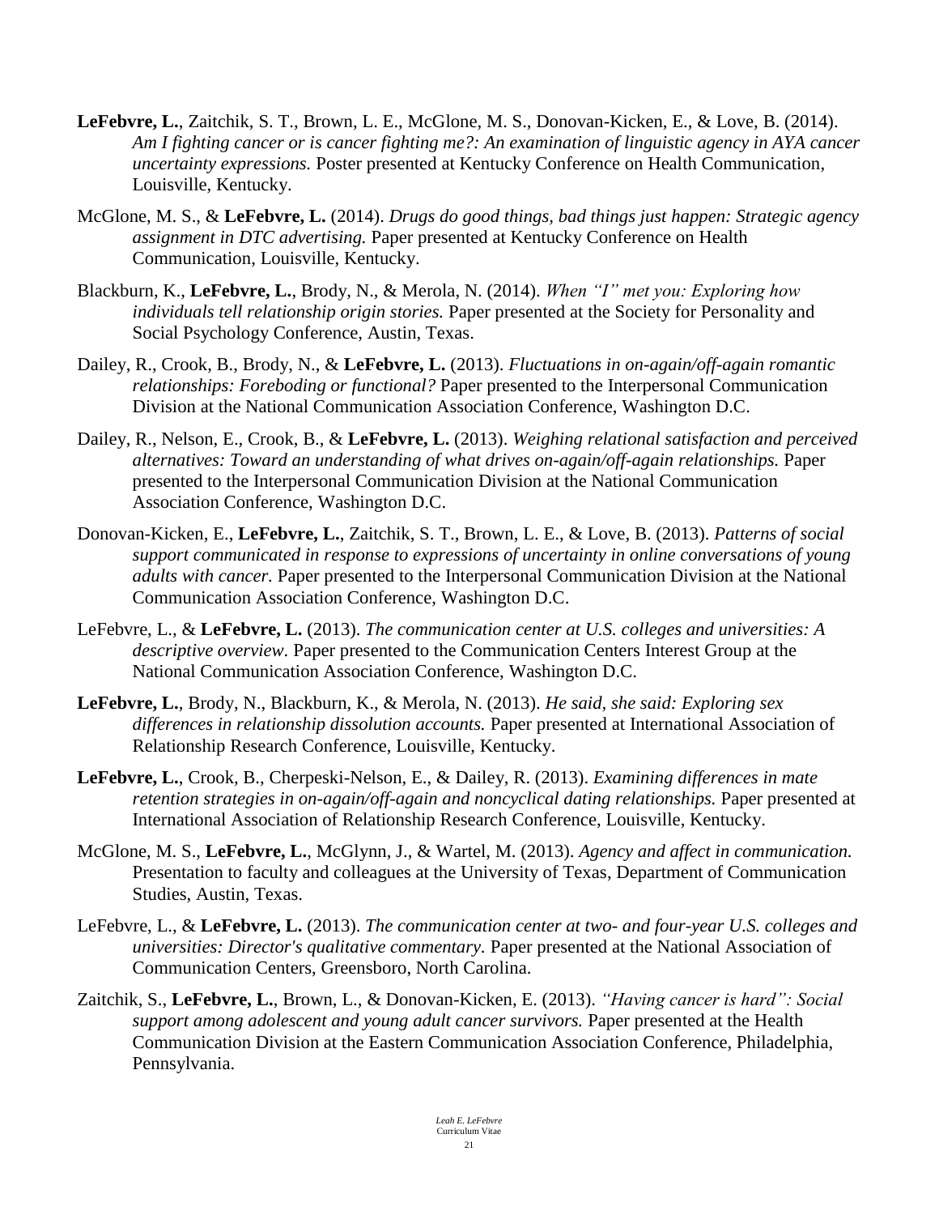**LeFebvre, L.**, Zaitchik, S. T., Brown, L. E., McGlone, M. S., Donovan-Kicken, E., & Love, B. (2014). *Am I fighting cancer or is cancer fighting me?: An examination of linguistic agency in AYA cancer uncertainty expressions.* Poster presented at Kentucky Conference on Health Communication, Louisville, Kentucky.

McGlone, M. S., & **LeFebvre, L.** (2014). *Drugs do good things, bad things just happen: Strategic agency assignment in DTC advertising.* Paper presented at Kentucky Conference on Health Communication, Louisville, Kentucky.

Blackburn, K., **LeFebvre, L.**, Brody, N., & Merola, N. (2014). *When "I" met you: Exploring how individuals tell relationship origin stories.* Paper presented at the Society for Personality and Social Psychology Conference, Austin, Texas.

Dailey, R., Crook, B., Brody, N., & **LeFebvre, L.** (2013). *Fluctuations in on-again/off-again romantic relationships: Foreboding or functional?* Paper presented to the Interpersonal Communication Division at the National Communication Association Conference, Washington D.C.

Dailey, R., Nelson, E., Crook, B., & **LeFebvre, L.** (2013). *Weighing relational satisfaction and perceived alternatives: Toward an understanding of what drives on-again/off-again relationships.* Paper presented to the Interpersonal Communication Division at the National Communication Association Conference, Washington D.C.

Donovan-Kicken, E., **LeFebvre, L.**, Zaitchik, S. T., Brown, L. E., & Love, B. (2013). *Patterns of social support communicated in response to expressions of uncertainty in online conversations of young adults with cancer.* Paper presented to the Interpersonal Communication Division at the National Communication Association Conference, Washington D.C.

LeFebvre, L., & **LeFebvre, L.** (2013). *The communication center at U.S. colleges and universities: A descriptive overview.* Paper presented to the Communication Centers Interest Group at the National Communication Association Conference, Washington D.C.

**LeFebvre, L.**, Brody, N., Blackburn, K., & Merola, N. (2013). *He said, she said: Exploring sex differences in relationship dissolution accounts.* Paper presented at International Association of Relationship Research Conference, Louisville, Kentucky.

**LeFebvre, L.**, Crook, B., Cherpeski-Nelson, E., & Dailey, R. (2013). *Examining differences in mate retention strategies in on-again/off-again and noncyclical dating relationships.* Paper presented at International Association of Relationship Research Conference, Louisville, Kentucky.

McGlone, M. S., **LeFebvre, L.**, McGlynn, J., & Wartel, M. (2013). *Agency and affect in communication.* Presentation to faculty and colleagues at the University of Texas, Department of Communication Studies, Austin, Texas.

LeFebvre, L., & **LeFebvre, L.** (2013). *The communication center at two- and four-year U.S. colleges and universities: Director's qualitative commentary.* Paper presented at the National Association of Communication Centers, Greensboro, North Carolina.

Zaitchik, S., **LeFebvre, L.**, Brown, L., & Donovan-Kicken, E. (2013). *"Having cancer is hard": Social support among adolescent and young adult cancer survivors.* Paper presented at the Health Communication Division at the Eastern Communication Association Conference, Philadelphia, Pennsylvania.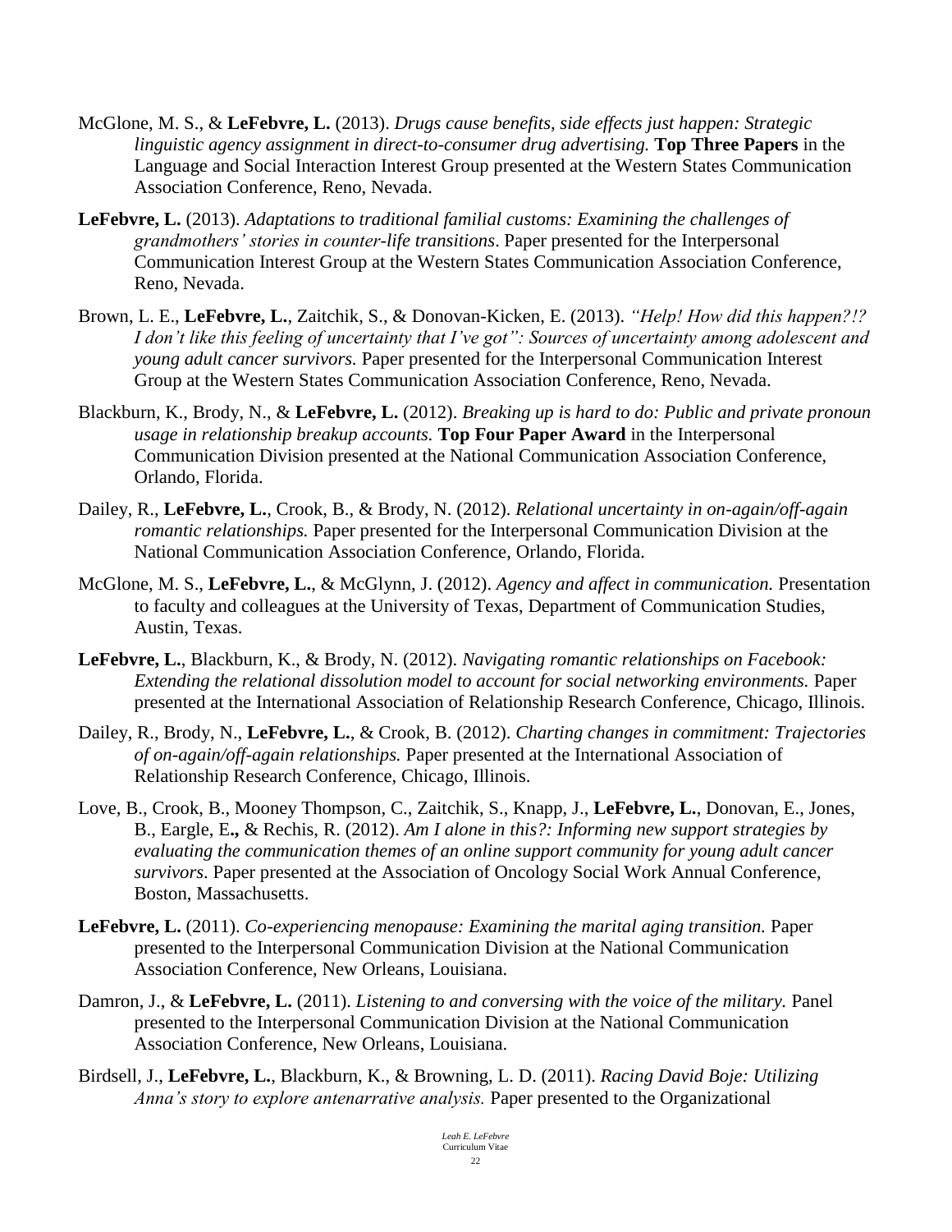McGlone, M. S., & **LeFebvre, L.** (2013). *Drugs cause benefits, side effects just happen: Strategic linguistic agency assignment in direct-to-consumer drug advertising.* **Top Three Papers** in the Language and Social Interaction Interest Group presented at the Western States Communication Association Conference, Reno, Nevada.

**LeFebvre, L.** (2013). *Adaptations to traditional familial customs: Examining the challenges of grandmothers' stories in counter-life transitions*. Paper presented for the Interpersonal Communication Interest Group at the Western States Communication Association Conference, Reno, Nevada.

Brown, L. E., **LeFebvre, L.**, Zaitchik, S., & Donovan-Kicken, E. (2013). *"Help! How did this happen?!? I don't like this feeling of uncertainty that I've got": Sources of uncertainty among adolescent and young adult cancer survivors.* Paper presented for the Interpersonal Communication Interest Group at the Western States Communication Association Conference, Reno, Nevada.

Blackburn, K., Brody, N., & **LeFebvre, L.** (2012). *Breaking up is hard to do: Public and private pronoun usage in relationship breakup accounts.* **Top Four Paper Award** in the Interpersonal Communication Division presented at the National Communication Association Conference, Orlando, Florida.

Dailey, R., **LeFebvre, L.**, Crook, B., & Brody, N. (2012). *Relational uncertainty in on-again/off-again romantic relationships.* Paper presented for the Interpersonal Communication Division at the National Communication Association Conference, Orlando, Florida.

McGlone, M. S., **LeFebvre, L.**, & McGlynn, J. (2012). *Agency and affect in communication.* Presentation to faculty and colleagues at the University of Texas, Department of Communication Studies, Austin, Texas.

**LeFebvre, L.**, Blackburn, K., & Brody, N. (2012). *Navigating romantic relationships on Facebook: Extending the relational dissolution model to account for social networking environments.* Paper presented at the International Association of Relationship Research Conference, Chicago, Illinois.

Dailey, R., Brody, N., **LeFebvre, L.**, & Crook, B. (2012). *Charting changes in commitment: Trajectories of on-again/off-again relationships.* Paper presented at the International Association of Relationship Research Conference, Chicago, Illinois.

Love, B., Crook, B., Mooney Thompson, C., Zaitchik, S., Knapp, J., **LeFebvre, L.**, Donovan, E., Jones, B., Eargle, E**.,** & Rechis, R. (2012). *Am I alone in this?: Informing new support strategies by evaluating the communication themes of an online support community for young adult cancer survivors*. Paper presented at the Association of Oncology Social Work Annual Conference, Boston, Massachusetts.

**LeFebvre, L.** (2011). *Co-experiencing menopause: Examining the marital aging transition.* Paper presented to the Interpersonal Communication Division at the National Communication Association Conference, New Orleans, Louisiana.

Damron, J., & **LeFebvre, L.** (2011). *Listening to and conversing with the voice of the military.* Panel presented to the Interpersonal Communication Division at the National Communication Association Conference, New Orleans, Louisiana.

Birdsell, J., **LeFebvre, L.**, Blackburn, K., & Browning, L. D. (2011). *Racing David Boje: Utilizing Anna's story to explore antenarrative analysis.* Paper presented to the Organizational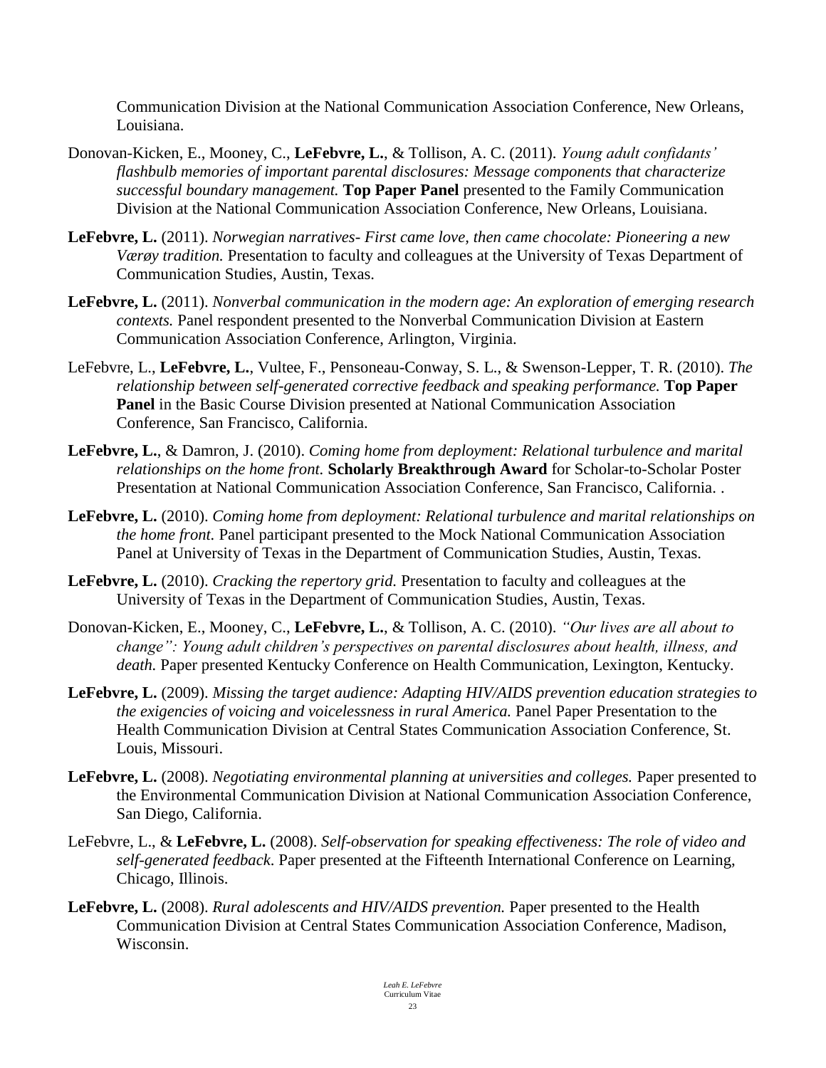Communication Division at the National Communication Association Conference, New Orleans, Louisiana.

Donovan-Kicken, E., Mooney, C., **LeFebvre, L.**, & Tollison, A. C. (2011). *Young adult confidants' flashbulb memories of important parental disclosures: Message components that characterize successful boundary management.* **Top Paper Panel** presented to the Family Communication Division at the National Communication Association Conference, New Orleans, Louisiana.

**LeFebvre, L.** (2011). *Norwegian narratives- First came love, then came chocolate: Pioneering a new Værøy tradition.* Presentation to faculty and colleagues at the University of Texas Department of Communication Studies, Austin, Texas.

**LeFebvre, L.** (2011). *Nonverbal communication in the modern age: An exploration of emerging research contexts.* Panel respondent presented to the Nonverbal Communication Division at Eastern Communication Association Conference, Arlington, Virginia.

LeFebvre, L., **LeFebvre, L.**, Vultee, F., Pensoneau-Conway, S. L., & Swenson-Lepper, T. R. (2010). *The relationship between self-generated corrective feedback and speaking performance.* **Top Paper Panel** in the Basic Course Division presented at National Communication Association Conference, San Francisco, California.

**LeFebvre, L.**, & Damron, J. (2010). *Coming home from deployment: Relational turbulence and marital relationships on the home front.* **Scholarly Breakthrough Award** for Scholar-to-Scholar Poster Presentation at National Communication Association Conference, San Francisco, California. .

**LeFebvre, L.** (2010). *Coming home from deployment: Relational turbulence and marital relationships on the home front.* Panel participant presented to the Mock National Communication Association Panel at University of Texas in the Department of Communication Studies, Austin, Texas.

**LeFebvre, L.** (2010). *Cracking the repertory grid.* Presentation to faculty and colleagues at the University of Texas in the Department of Communication Studies, Austin, Texas.

Donovan-Kicken, E., Mooney, C., **LeFebvre, L.**, & Tollison, A. C. (2010). *"Our lives are all about to change": Young adult children's perspectives on parental disclosures about health, illness, and death.* Paper presented Kentucky Conference on Health Communication, Lexington, Kentucky.

**LeFebvre, L.** (2009). *Missing the target audience: Adapting HIV/AIDS prevention education strategies to the exigencies of voicing and voicelessness in rural America.* Panel Paper Presentation to the Health Communication Division at Central States Communication Association Conference, St. Louis, Missouri.

**LeFebvre, L.** (2008). *Negotiating environmental planning at universities and colleges.* Paper presented to the Environmental Communication Division at National Communication Association Conference, San Diego, California.

LeFebvre, L., & **LeFebvre, L.** (2008). *Self-observation for speaking effectiveness: The role of video and self-generated feedback.* Paper presented at the Fifteenth International Conference on Learning, Chicago, Illinois.

**LeFebvre, L.** (2008). *Rural adolescents and HIV/AIDS prevention.* Paper presented to the Health Communication Division at Central States Communication Association Conference, Madison, Wisconsin.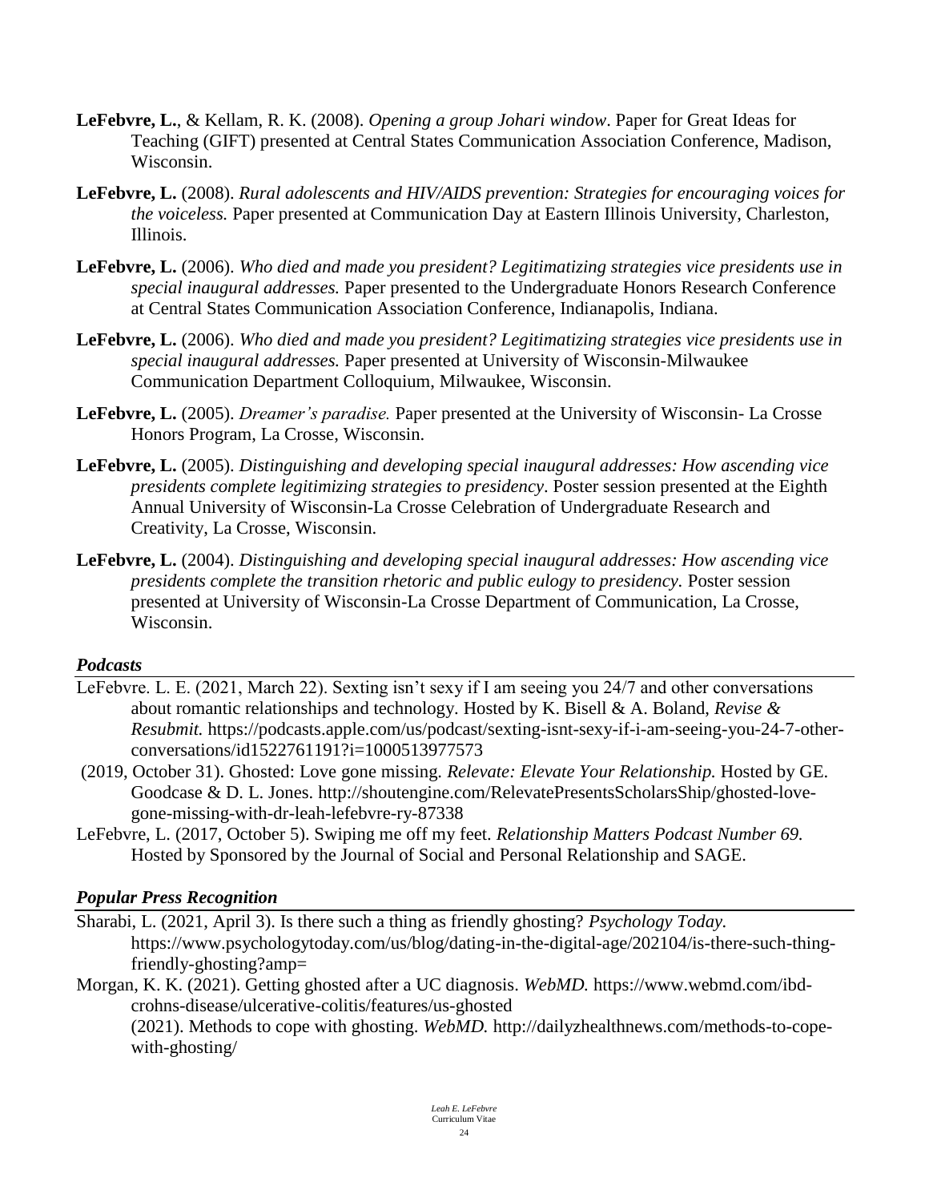**LeFebvre, L.**, & Kellam, R. K. (2008). *Opening a group Johari window*. Paper for Great Ideas for Teaching (GIFT) presented at Central States Communication Association Conference, Madison, Wisconsin.

**LeFebvre, L.** (2008). *Rural adolescents and HIV/AIDS prevention: Strategies for encouraging voices for the voiceless.* Paper presented at Communication Day at Eastern Illinois University, Charleston, Illinois.

**LeFebvre, L.** (2006). *Who died and made you president? Legitimatizing strategies vice presidents use in special inaugural addresses.* Paper presented to the Undergraduate Honors Research Conference at Central States Communication Association Conference, Indianapolis, Indiana.

**LeFebvre, L.** (2006). *Who died and made you president? Legitimatizing strategies vice presidents use in special inaugural addresses.* Paper presented at University of Wisconsin-Milwaukee Communication Department Colloquium, Milwaukee, Wisconsin.

**LeFebvre, L.** (2005). *Dreamer's paradise.* Paper presented at the University of Wisconsin- La Crosse Honors Program, La Crosse, Wisconsin.

**LeFebvre, L.** (2005). *Distinguishing and developing special inaugural addresses: How ascending vice presidents complete legitimizing strategies to presidency*. Poster session presented at the Eighth Annual University of Wisconsin-La Crosse Celebration of Undergraduate Research and Creativity, La Crosse, Wisconsin.

**LeFebvre, L.** (2004). *Distinguishing and developing special inaugural addresses: How ascending vice presidents complete the transition rhetoric and public eulogy to presidency.* Poster session presented at University of Wisconsin-La Crosse Department of Communication, La Crosse, Wisconsin.

### *Podcasts*

LeFebvre. L. E. (2021, March 22). Sexting isn't sexy if I am seeing you 24/7 and other conversations about romantic relationships and technology. Hosted by K. Bisell & A. Boland, *Revise & Resubmit.* https://podcasts.apple.com/us/podcast/sexting-isnt-sexy-if-i-am-seeing-you-24-7-other-conversations/id1522761191?i=1000513977573

(2019, October 31). Ghosted: Love gone missing. *Relevate: Elevate Your Relationship.* Hosted by GE. Goodcase & D. L. Jones. http://shoutengine.com/RelevatePresentsScholarsShip/ghosted-love-gone-missing-with-dr-leah-lefebvre-ry-87338

LeFebvre, L. (2017, October 5). Swiping me off my feet. *Relationship Matters Podcast Number 69.* Hosted by Sponsored by the Journal of Social and Personal Relationship and SAGE.

### *Popular Press Recognition*

Sharabi, L. (2021, April 3). Is there such a thing as friendly ghosting? *Psychology Today.* https://www.psychologytoday.com/us/blog/dating-in-the-digital-age/202104/is-there-such-thing-friendly-ghosting?amp=

Morgan, K. K. (2021). Getting ghosted after a UC diagnosis. *WebMD.* https://www.webmd.com/ibd-crohns-disease/ulcerative-colitis/features/us-ghosted
(2021). Methods to cope with ghosting. *WebMD.* http://dailyzhealthnews.com/methods-to-cope-with-ghosting/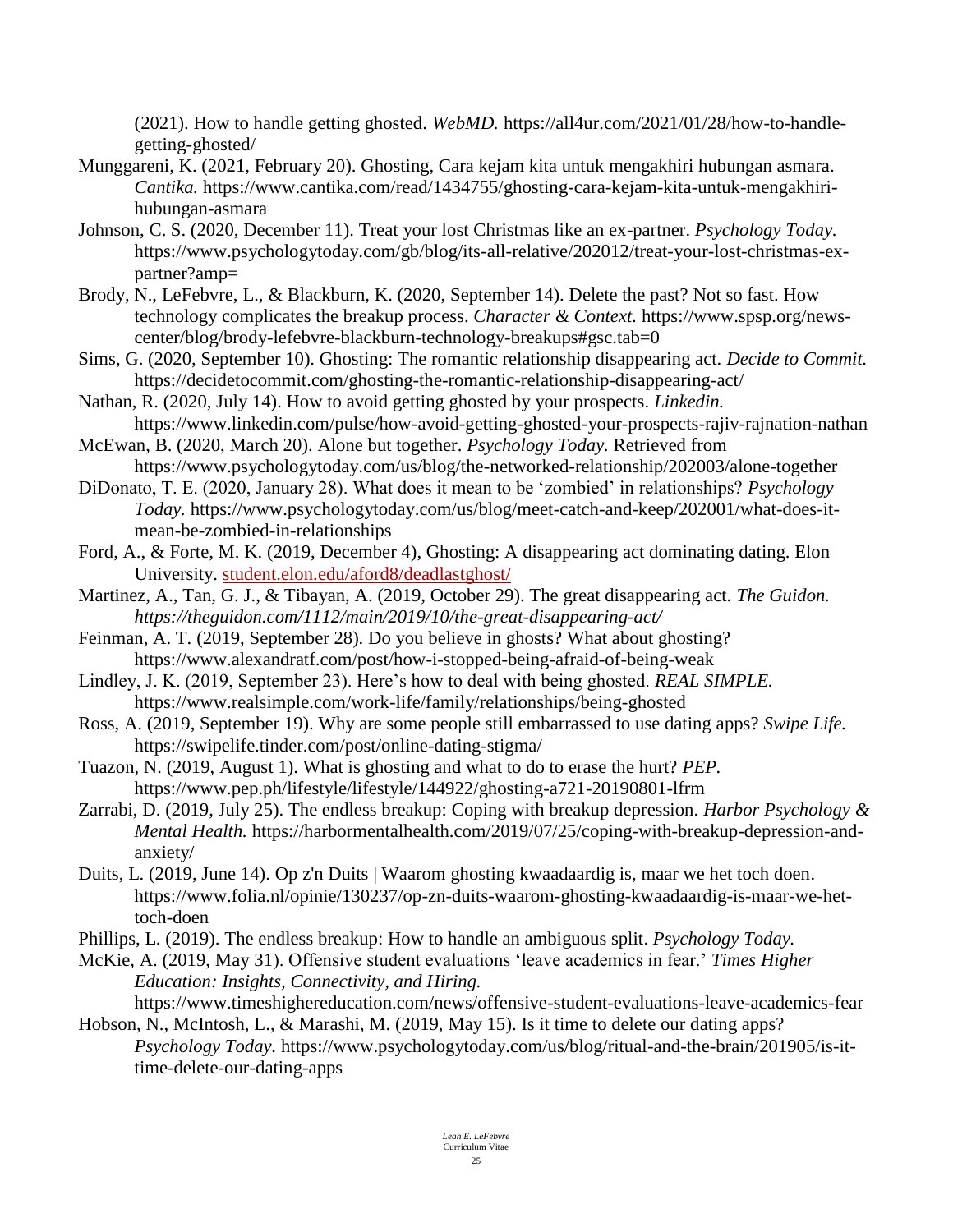(2021). How to handle getting ghosted. *WebMD.* https://all4ur.com/2021/01/28/how-to-handle-getting-ghosted/

Munggareni, K. (2021, February 20). Ghosting, Cara kejam kita untuk mengakhiri hubungan asmara. *Cantika.* https://www.cantika.com/read/1434755/ghosting-cara-kejam-kita-untuk-mengakhiri-hubungan-asmara

Johnson, C. S. (2020, December 11). Treat your lost Christmas like an ex-partner. *Psychology Today.* https://www.psychologytoday.com/gb/blog/its-all-relative/202012/treat-your-lost-christmas-ex-partner?amp=

Brody, N., LeFebvre, L., & Blackburn, K. (2020, September 14). Delete the past? Not so fast. How technology complicates the breakup process. *Character & Context.* https://www.spsp.org/news-center/blog/brody-lefebvre-blackburn-technology-breakups#gsc.tab=0

Sims, G. (2020, September 10). Ghosting: The romantic relationship disappearing act. *Decide to Commit.* https://decidetocommit.com/ghosting-the-romantic-relationship-disappearing-act/

Nathan, R. (2020, July 14). How to avoid getting ghosted by your prospects. *Linkedin.* https://www.linkedin.com/pulse/how-avoid-getting-ghosted-your-prospects-rajiv-rajnation-nathan

McEwan, B. (2020, March 20). Alone but together. *Psychology Today.* Retrieved from https://www.psychologytoday.com/us/blog/the-networked-relationship/202003/alone-together

DiDonato, T. E. (2020, January 28). What does it mean to be 'zombied' in relationships? *Psychology Today.* https://www.psychologytoday.com/us/blog/meet-catch-and-keep/202001/what-does-it-mean-be-zombied-in-relationships

Ford, A., & Forte, M. K. (2019, December 4), Ghosting: A disappearing act dominating dating. Elon University. student.elon.edu/aford8/deadlastghost/

Martinez, A., Tan, G. J., & Tibayan, A. (2019, October 29). The great disappearing act. *The Guidon. https://theguidon.com/1112/main/2019/10/the-great-disappearing-act/*

Feinman, A. T. (2019, September 28). Do you believe in ghosts? What about ghosting? https://www.alexandratf.com/post/how-i-stopped-being-afraid-of-being-weak

Lindley, J. K. (2019, September 23). Here's how to deal with being ghosted. *REAL SIMPLE.* https://www.realsimple.com/work-life/family/relationships/being-ghosted

Ross, A. (2019, September 19). Why are some people still embarrassed to use dating apps? *Swipe Life.* https://swipelife.tinder.com/post/online-dating-stigma/

Tuazon, N. (2019, August 1). What is ghosting and what to do to erase the hurt? *PEP.* https://www.pep.ph/lifestyle/lifestyle/144922/ghosting-a721-20190801-lfrm

Zarrabi, D. (2019, July 25). The endless breakup: Coping with breakup depression. *Harbor Psychology & Mental Health.* https://harbormentalhealth.com/2019/07/25/coping-with-breakup-depression-and-anxiety/

Duits, L. (2019, June 14). Op z'n Duits | Waarom ghosting kwaadaardig is, maar we het toch doen. https://www.folia.nl/opinie/130237/op-zn-duits-waarom-ghosting-kwaadaardig-is-maar-we-het-toch-doen

Phillips, L. (2019). The endless breakup: How to handle an ambiguous split. *Psychology Today.*

McKie, A. (2019, May 31). Offensive student evaluations 'leave academics in fear.' *Times Higher Education: Insights, Connectivity, and Hiring.* https://www.timeshighereducation.com/news/offensive-student-evaluations-leave-academics-fear

Hobson, N., McIntosh, L., & Marashi, M. (2019, May 15). Is it time to delete our dating apps? *Psychology Today.* https://www.psychologytoday.com/us/blog/ritual-and-the-brain/201905/is-it-time-delete-our-dating-apps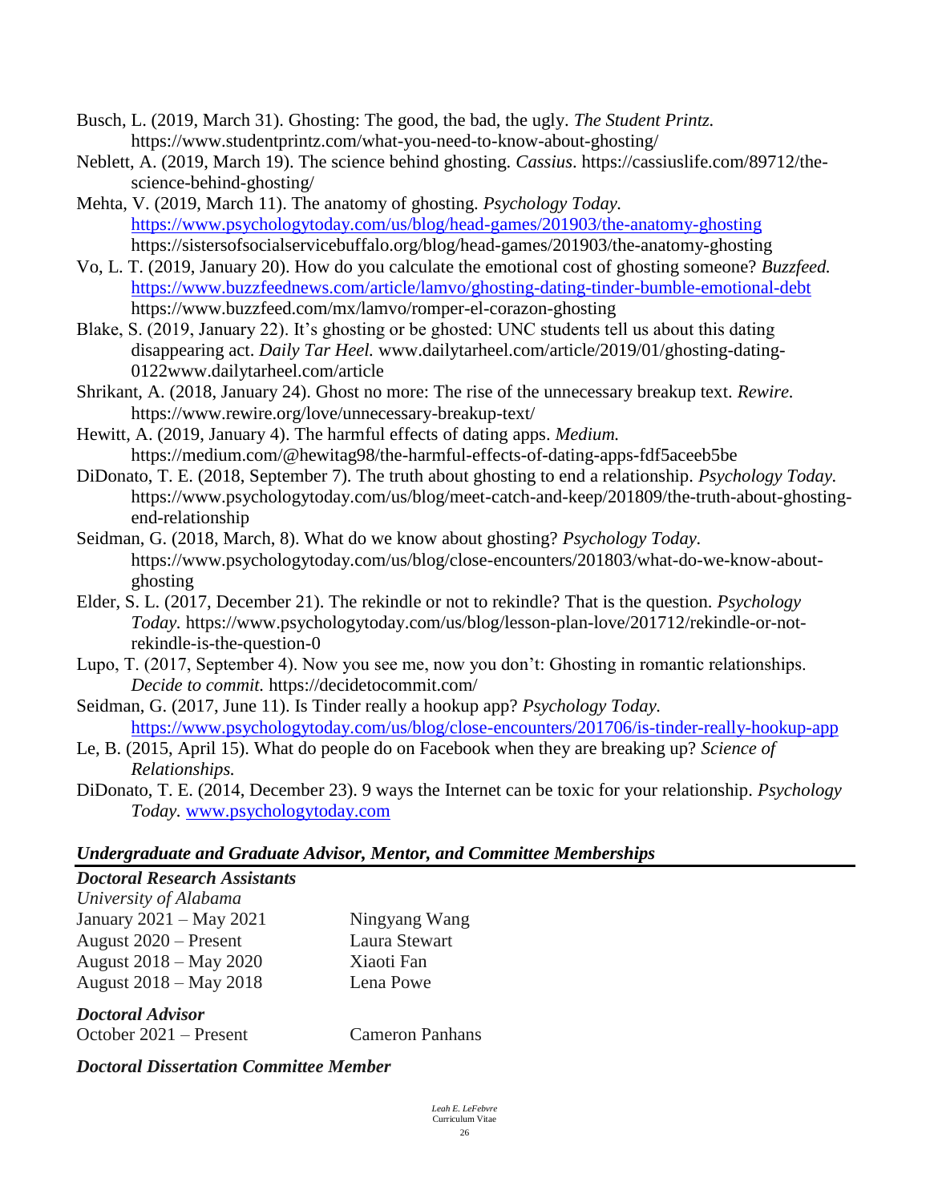Busch, L. (2019, March 31). Ghosting: The good, the bad, the ugly. *The Student Printz.* https://www.studentprintz.com/what-you-need-to-know-about-ghosting/

Neblett, A. (2019, March 19). The science behind ghosting. *Cassius*. https://cassiuslife.com/89712/the-science-behind-ghosting/

Mehta, V. (2019, March 11). The anatomy of ghosting. *Psychology Today.* https://www.psychologytoday.com/us/blog/head-games/201903/the-anatomy-ghosting https://sistersofsocialservicebuffalo.org/blog/head-games/201903/the-anatomy-ghosting

Vo, L. T. (2019, January 20). How do you calculate the emotional cost of ghosting someone? *Buzzfeed.* https://www.buzzfeednews.com/article/lamvo/ghosting-dating-tinder-bumble-emotional-debt https://www.buzzfeed.com/mx/lamvo/romper-el-corazon-ghosting

Blake, S. (2019, January 22). It's ghosting or be ghosted: UNC students tell us about this dating disappearing act. *Daily Tar Heel.* www.dailytarheel.com/article/2019/01/ghosting-dating-0122www.dailytarheel.com/article

Shrikant, A. (2018, January 24). Ghost no more: The rise of the unnecessary breakup text. *Rewire.* https://www.rewire.org/love/unnecessary-breakup-text/

Hewitt, A. (2019, January 4). The harmful effects of dating apps. *Medium.* https://medium.com/@hewitag98/the-harmful-effects-of-dating-apps-fdf5aceeb5be

DiDonato, T. E. (2018, September 7). The truth about ghosting to end a relationship. *Psychology Today.* https://www.psychologytoday.com/us/blog/meet-catch-and-keep/201809/the-truth-about-ghosting-end-relationship

Seidman, G. (2018, March, 8). What do we know about ghosting? *Psychology Today.* https://www.psychologytoday.com/us/blog/close-encounters/201803/what-do-we-know-about-ghosting

Elder, S. L. (2017, December 21). The rekindle or not to rekindle? That is the question. *Psychology Today.* https://www.psychologytoday.com/us/blog/lesson-plan-love/201712/rekindle-or-not-rekindle-is-the-question-0

Lupo, T. (2017, September 4). Now you see me, now you don't: Ghosting in romantic relationships. *Decide to commit.* https://decidetocommit.com/

Seidman, G. (2017, June 11). Is Tinder really a hookup app? *Psychology Today.* https://www.psychologytoday.com/us/blog/close-encounters/201706/is-tinder-really-hookup-app

Le, B. (2015, April 15). What do people do on Facebook when they are breaking up? *Science of Relationships.*

DiDonato, T. E. (2014, December 23). 9 ways the Internet can be toxic for your relationship. *Psychology Today.* www.psychologytoday.com

## *Undergraduate and Graduate Advisor, Mentor, and Committee Memberships*

### *Doctoral Research Assistants*

*University of Alabama*

| | |
|---|---|
| January 2021 – May 2021 | Ningyang Wang |
| August 2020 – Present | Laura Stewart |
| August 2018 – May 2020 | Xiaoti Fan |
| August 2018 – May 2018 | Lena Powe |

### *Doctoral Advisor*

| | |
|---|---|
| October 2021 – Present | Cameron Panhans |

### *Doctoral Dissertation Committee Member*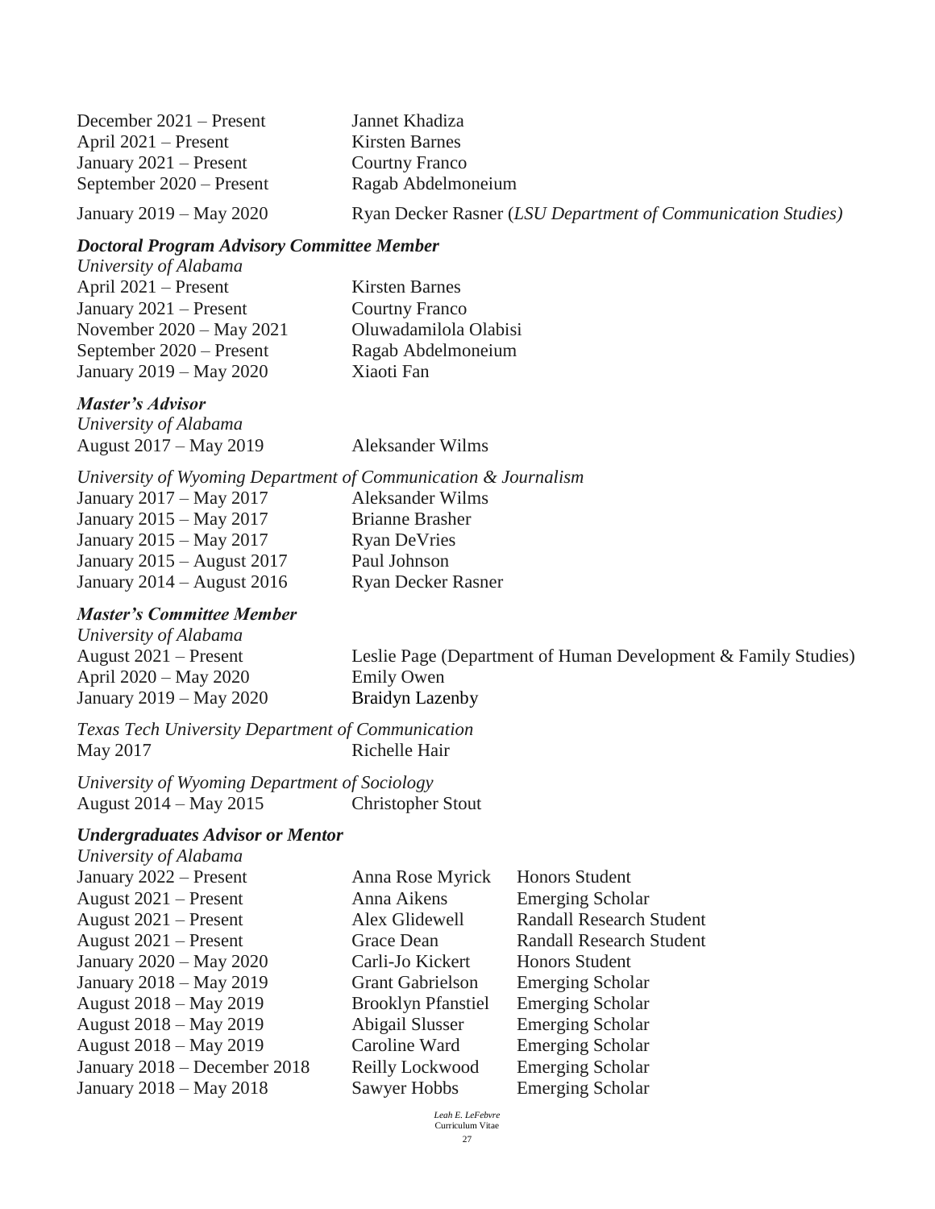December 2021 – Present Jannet Khadiza
April 2021 – Present Kirsten Barnes
January 2021 – Present Courtny Franco
September 2020 – Present Ragab Abdelmoneium

January 2019 – May 2020 Ryan Decker Rasner (*LSU Department of Communication Studies)*

### *Doctoral Program Advisory Committee Member*

*University of Alabama*
April 2021 – Present Kirsten Barnes
January 2021 – Present Courtny Franco
November 2020 – May 2021 Oluwadamilola Olabisi
September 2020 – Present Ragab Abdelmoneium
January 2019 – May 2020 Xiaoti Fan

### *Master's Advisor*

*University of Alabama*
August 2017 – May 2019 Aleksander Wilms

*University of Wyoming Department of Communication & Journalism*
January 2017 – May 2017 Aleksander Wilms
January 2015 – May 2017 Brianne Brasher
January 2015 – May 2017 Ryan DeVries
January 2015 – August 2017 Paul Johnson
January 2014 – August 2016 Ryan Decker Rasner

### *Master's Committee Member*

*University of Alabama*
August 2021 – Present Leslie Page (Department of Human Development & Family Studies)
April 2020 – May 2020 Emily Owen
January 2019 – May 2020 Braidyn Lazenby

*Texas Tech University Department of Communication*
May 2017 Richelle Hair

*University of Wyoming Department of Sociology*
August 2014 – May 2015 Christopher Stout

### *Undergraduates Advisor or Mentor*

*University of Alabama*

| | | |
|---|---|---|
| January 2022 – Present | Anna Rose Myrick | Honors Student |
| August 2021 – Present | Anna Aikens | Emerging Scholar |
| August 2021 – Present | Alex Glidewell | Randall Research Student |
| August 2021 – Present | Grace Dean | Randall Research Student |
| January 2020 – May 2020 | Carli-Jo Kickert | Honors Student |
| January 2018 – May 2019 | Grant Gabrielson | Emerging Scholar |
| August 2018 – May 2019 | Brooklyn Pfanstiel | Emerging Scholar |
| August 2018 – May 2019 | Abigail Slusser | Emerging Scholar |
| August 2018 – May 2019 | Caroline Ward | Emerging Scholar |
| January 2018 – December 2018 | Reilly Lockwood | Emerging Scholar |
| January 2018 – May 2018 | Sawyer Hobbs | Emerging Scholar |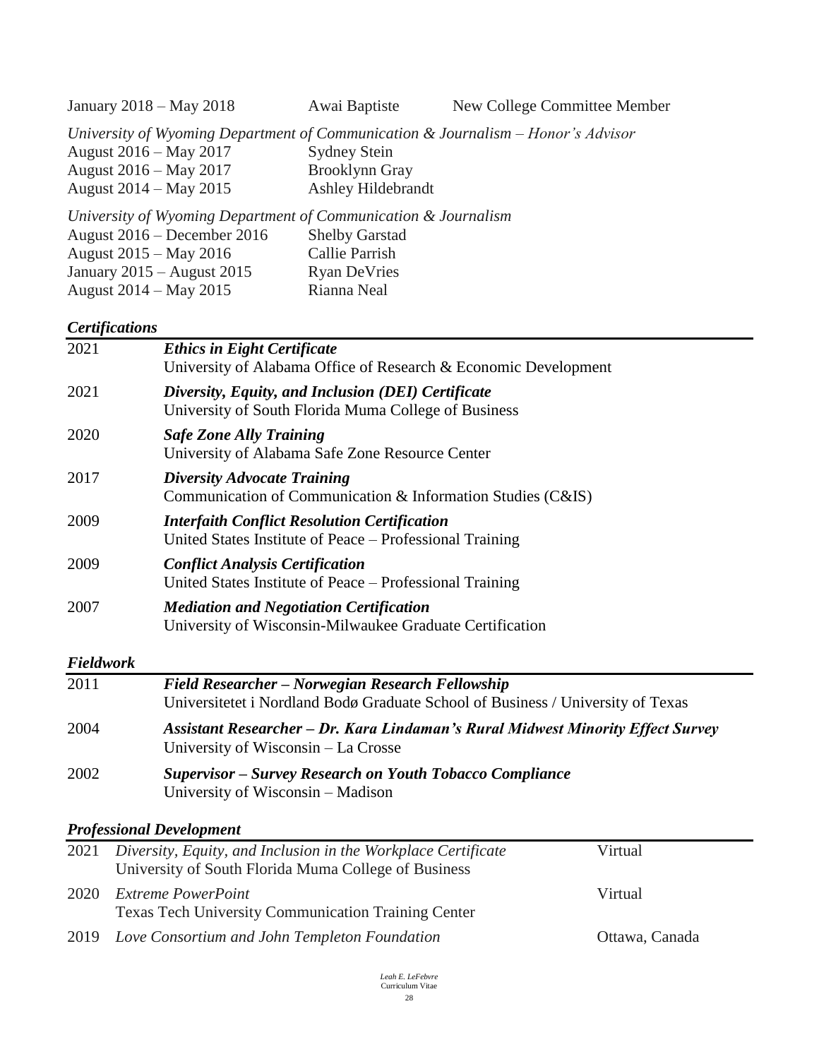| | | |
|---|---|---|
| January 2018 – May 2018 | Awai Baptiste | New College Committee Member |

*University of Wyoming Department of Communication & Journalism – Honor's Advisor*

| | |
|---|---|
| August 2016 – May 2017 | Sydney Stein |
| August 2016 – May 2017 | Brooklynn Gray |
| August 2014 – May 2015 | Ashley Hildebrandt |

*University of Wyoming Department of Communication & Journalism*

| | |
|---|---|
| August 2016 – December 2016 | Shelby Garstad |
| August 2015 – May 2016 | Callie Parrish |
| January 2015 – August 2015 | Ryan DeVries |
| August 2014 – May 2015 | Rianna Neal |

### *Certifications*

2021 — ***Ethics in Eight Certificate***
University of Alabama Office of Research & Economic Development

2021 — ***Diversity, Equity, and Inclusion (DEI) Certificate***
University of South Florida Muma College of Business

2020 — ***Safe Zone Ally Training***
University of Alabama Safe Zone Resource Center

2017 — ***Diversity Advocate Training***
Communication of Communication & Information Studies (C&IS)

2009 — ***Interfaith Conflict Resolution Certification***
United States Institute of Peace – Professional Training

2009 — ***Conflict Analysis Certification***
United States Institute of Peace – Professional Training

2007 — ***Mediation and Negotiation Certification***
University of Wisconsin-Milwaukee Graduate Certification

### *Fieldwork*

2011 — ***Field Researcher – Norwegian Research Fellowship***
Universitetet i Nordland Bodø Graduate School of Business / University of Texas

2004 — ***Assistant Researcher – Dr. Kara Lindaman's Rural Midwest Minority Effect Survey***
University of Wisconsin – La Crosse

2002 — ***Supervisor – Survey Research on Youth Tobacco Compliance***
University of Wisconsin – Madison

### *Professional Development*

| | | |
|---|---|---|
| 2021 | *Diversity, Equity, and Inclusion in the Workplace Certificate*<br>University of South Florida Muma College of Business | Virtual |
| 2020 | *Extreme PowerPoint*<br>Texas Tech University Communication Training Center | Virtual |
| 2019 | *Love Consortium and John Templeton Foundation* | Ottawa, Canada |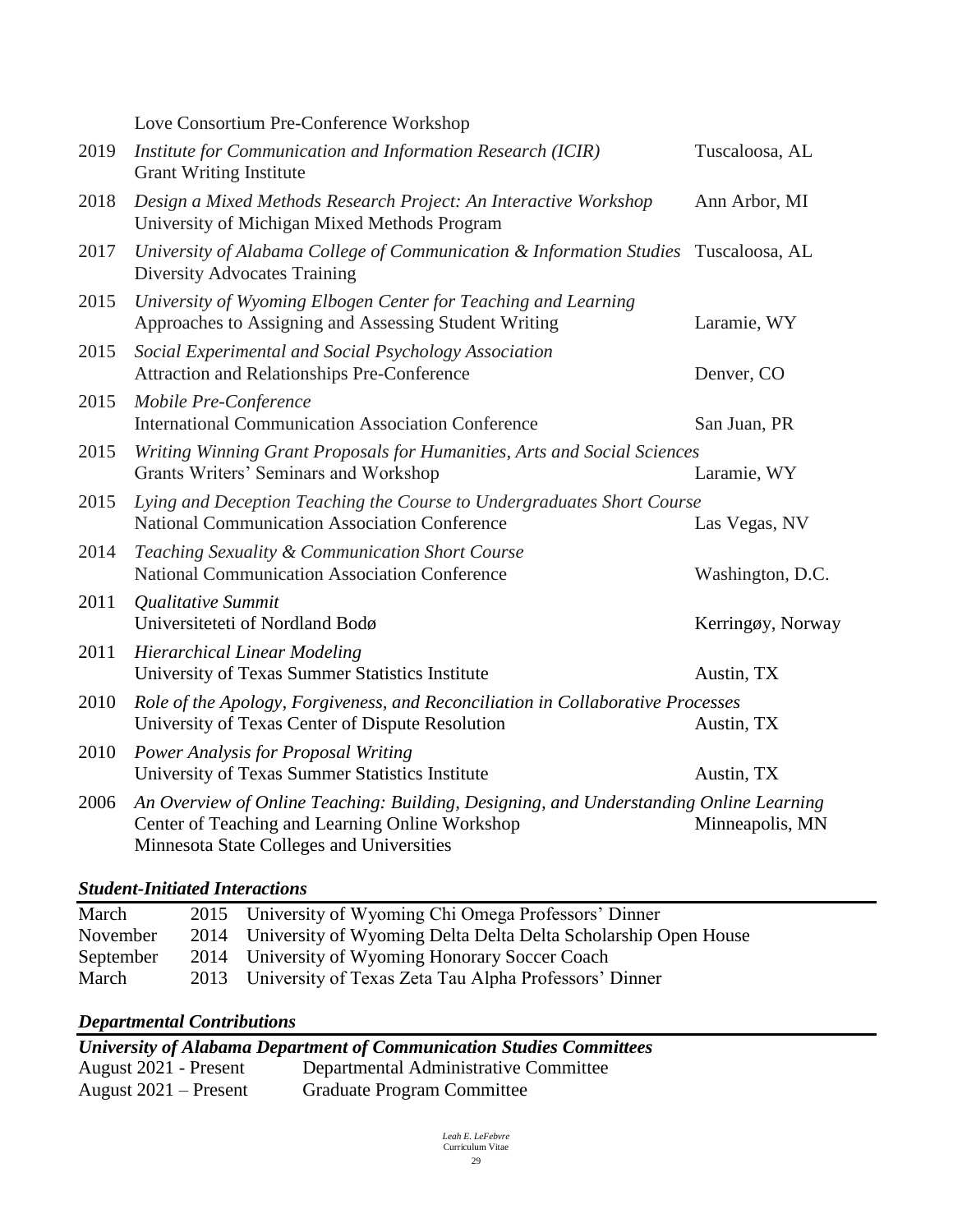Love Consortium Pre-Conference Workshop

2019 *Institute for Communication and Information Research (ICIR)* Grant Writing Institute — Tuscaloosa, AL

2018 *Design a Mixed Methods Research Project: An Interactive Workshop* University of Michigan Mixed Methods Program — Ann Arbor, MI

2017 *University of Alabama College of Communication & Information Studies* Diversity Advocates Training — Tuscaloosa, AL

2015 *University of Wyoming Elbogen Center for Teaching and Learning* Approaches to Assigning and Assessing Student Writing — Laramie, WY

2015 *Social Experimental and Social Psychology Association* Attraction and Relationships Pre-Conference — Denver, CO

2015 *Mobile Pre-Conference* International Communication Association Conference — San Juan, PR

2015 *Writing Winning Grant Proposals for Humanities, Arts and Social Sciences* Grants Writers' Seminars and Workshop — Laramie, WY

2015 *Lying and Deception Teaching the Course to Undergraduates Short Course* National Communication Association Conference — Las Vegas, NV

2014 *Teaching Sexuality & Communication Short Course* National Communication Association Conference — Washington, D.C.

2011 *Qualitative Summit* Universiteteti of Nordland Bodø — Kerringøy, Norway

2011 *Hierarchical Linear Modeling* University of Texas Summer Statistics Institute — Austin, TX

2010 *Role of the Apology, Forgiveness, and Reconciliation in Collaborative Processes* University of Texas Center of Dispute Resolution — Austin, TX

2010 *Power Analysis for Proposal Writing* University of Texas Summer Statistics Institute — Austin, TX

2006 *An Overview of Online Teaching: Building, Designing, and Understanding Online Learning* Center of Teaching and Learning Online Workshop Minnesota State Colleges and Universities — Minneapolis, MN

### *Student-Initiated Interactions*

| | | |
|---|---|---|
| March | 2015 | University of Wyoming Chi Omega Professors' Dinner |
| November | 2014 | University of Wyoming Delta Delta Delta Scholarship Open House |
| September | 2014 | University of Wyoming Honorary Soccer Coach |
| March | 2013 | University of Texas Zeta Tau Alpha Professors' Dinner |

### *Departmental Contributions*

***University of Alabama Department of Communication Studies Committees***

| | |
|---|---|
| August 2021 - Present | Departmental Administrative Committee |
| August 2021 – Present | Graduate Program Committee |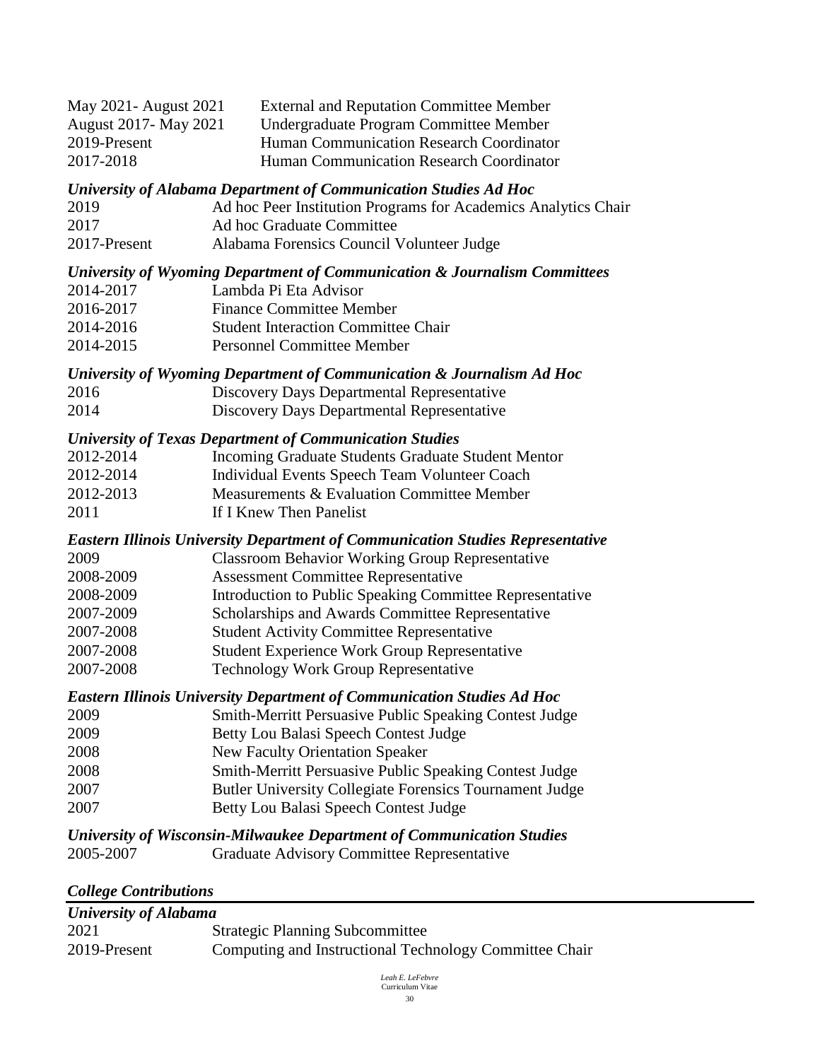May 2021- August 2021 External and Reputation Committee Member
August 2017- May 2021 Undergraduate Program Committee Member
2019-Present Human Communication Research Coordinator
2017-2018 Human Communication Research Coordinator

***University of Alabama Department of Communication Studies Ad Hoc***

2019 Ad hoc Peer Institution Programs for Academics Analytics Chair
2017 Ad hoc Graduate Committee
2017-Present Alabama Forensics Council Volunteer Judge

***University of Wyoming Department of Communication & Journalism Committees***

2014-2017 Lambda Pi Eta Advisor
2016-2017 Finance Committee Member
2014-2016 Student Interaction Committee Chair
2014-2015 Personnel Committee Member

***University of Wyoming Department of Communication & Journalism Ad Hoc***

2016 Discovery Days Departmental Representative
2014 Discovery Days Departmental Representative

***University of Texas Department of Communication Studies***

2012-2014 Incoming Graduate Students Graduate Student Mentor
2012-2014 Individual Events Speech Team Volunteer Coach
2012-2013 Measurements & Evaluation Committee Member
2011 If I Knew Then Panelist

***Eastern Illinois University Department of Communication Studies Representative***

2009 Classroom Behavior Working Group Representative
2008-2009 Assessment Committee Representative
2008-2009 Introduction to Public Speaking Committee Representative
2007-2009 Scholarships and Awards Committee Representative
2007-2008 Student Activity Committee Representative
2007-2008 Student Experience Work Group Representative
2007-2008 Technology Work Group Representative

***Eastern Illinois University Department of Communication Studies Ad Hoc***

2009 Smith-Merritt Persuasive Public Speaking Contest Judge
2009 Betty Lou Balasi Speech Contest Judge
2008 New Faculty Orientation Speaker
2008 Smith-Merritt Persuasive Public Speaking Contest Judge
2007 Butler University Collegiate Forensics Tournament Judge
2007 Betty Lou Balasi Speech Contest Judge

***University of Wisconsin-Milwaukee Department of Communication Studies***

2005-2007 Graduate Advisory Committee Representative

***College Contributions***

***University of Alabama***

2021 Strategic Planning Subcommittee
2019-Present Computing and Instructional Technology Committee Chair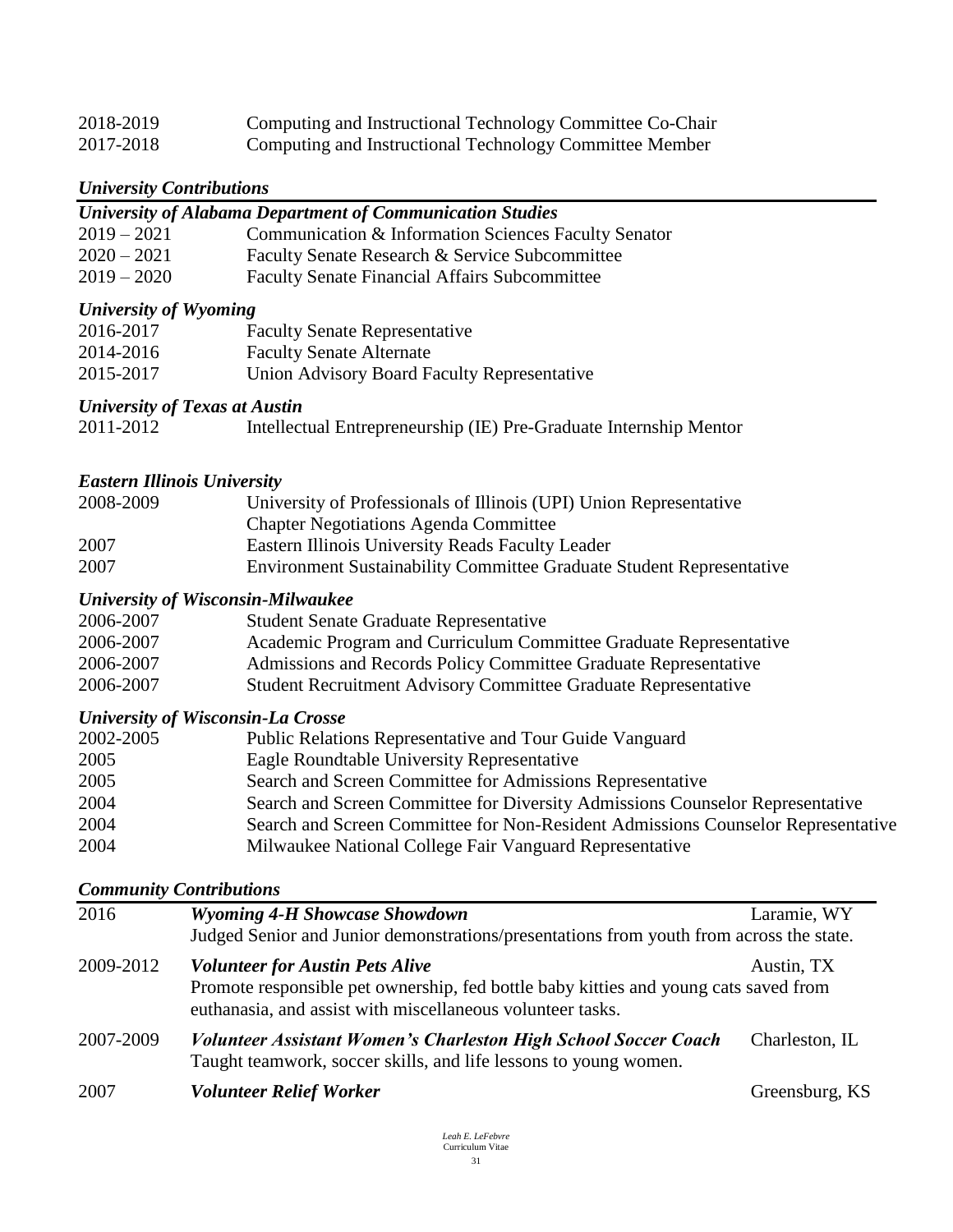2018-2019 Computing and Instructional Technology Committee Co-Chair
2017-2018 Computing and Instructional Technology Committee Member

### *University Contributions*

#### *University of Alabama Department of Communication Studies*

2019 – 2021 Communication & Information Sciences Faculty Senator
2020 – 2021 Faculty Senate Research & Service Subcommittee
2019 – 2020 Faculty Senate Financial Affairs Subcommittee

#### *University of Wyoming*

2016-2017 Faculty Senate Representative
2014-2016 Faculty Senate Alternate
2015-2017 Union Advisory Board Faculty Representative

#### *University of Texas at Austin*

2011-2012 Intellectual Entrepreneurship (IE) Pre-Graduate Internship Mentor

#### *Eastern Illinois University*

2008-2009 University of Professionals of Illinois (UPI) Union Representative
Chapter Negotiations Agenda Committee
2007 Eastern Illinois University Reads Faculty Leader
2007 Environment Sustainability Committee Graduate Student Representative

#### *University of Wisconsin-Milwaukee*

2006-2007 Student Senate Graduate Representative
2006-2007 Academic Program and Curriculum Committee Graduate Representative
2006-2007 Admissions and Records Policy Committee Graduate Representative
2006-2007 Student Recruitment Advisory Committee Graduate Representative

#### *University of Wisconsin-La Crosse*

2002-2005 Public Relations Representative and Tour Guide Vanguard
2005 Eagle Roundtable University Representative
2005 Search and Screen Committee for Admissions Representative
2004 Search and Screen Committee for Diversity Admissions Counselor Representative
2004 Search and Screen Committee for Non-Resident Admissions Counselor Representative
2004 Milwaukee National College Fair Vanguard Representative

### *Community Contributions*

2016 ***Wyoming 4-H Showcase Showdown*** Laramie, WY
Judged Senior and Junior demonstrations/presentations from youth from across the state.

2009-2012 ***Volunteer for Austin Pets Alive*** Austin, TX
Promote responsible pet ownership, fed bottle baby kitties and young cats saved from euthanasia, and assist with miscellaneous volunteer tasks.

2007-2009 ***Volunteer Assistant Women's Charleston High School Soccer Coach*** Charleston, IL
Taught teamwork, soccer skills, and life lessons to young women.

2007 ***Volunteer Relief Worker*** Greensburg, KS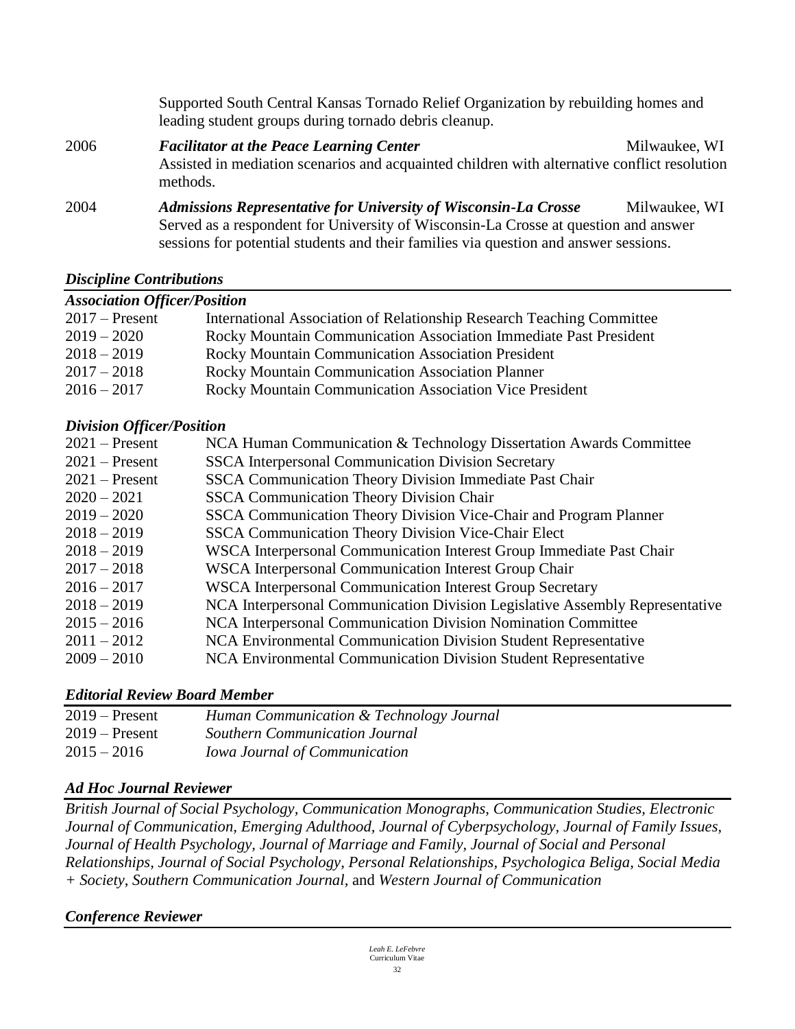Supported South Central Kansas Tornado Relief Organization by rebuilding homes and leading student groups during tornado debris cleanup.

2006 ***Facilitator at the Peace Learning Center*** Milwaukee, WI
Assisted in mediation scenarios and acquainted children with alternative conflict resolution methods.

2004 ***Admissions Representative for University of Wisconsin-La Crosse*** Milwaukee, WI
Served as a respondent for University of Wisconsin-La Crosse at question and answer sessions for potential students and their families via question and answer sessions.

## ***Discipline Contributions***

### ***Association Officer/Position***

| | |
|---|---|
| 2017 – Present | International Association of Relationship Research Teaching Committee |
| 2019 – 2020 | Rocky Mountain Communication Association Immediate Past President |
| 2018 – 2019 | Rocky Mountain Communication Association President |
| 2017 – 2018 | Rocky Mountain Communication Association Planner |
| 2016 – 2017 | Rocky Mountain Communication Association Vice President |

### ***Division Officer/Position***

| | |
|---|---|
| 2021 – Present | NCA Human Communication & Technology Dissertation Awards Committee |
| 2021 – Present | SSCA Interpersonal Communication Division Secretary |
| 2021 – Present | SSCA Communication Theory Division Immediate Past Chair |
| 2020 – 2021 | SSCA Communication Theory Division Chair |
| 2019 – 2020 | SSCA Communication Theory Division Vice-Chair and Program Planner |
| 2018 – 2019 | SSCA Communication Theory Division Vice-Chair Elect |
| 2018 – 2019 | WSCA Interpersonal Communication Interest Group Immediate Past Chair |
| 2017 – 2018 | WSCA Interpersonal Communication Interest Group Chair |
| 2016 – 2017 | WSCA Interpersonal Communication Interest Group Secretary |
| 2018 – 2019 | NCA Interpersonal Communication Division Legislative Assembly Representative |
| 2015 – 2016 | NCA Interpersonal Communication Division Nomination Committee |
| 2011 – 2012 | NCA Environmental Communication Division Student Representative |
| 2009 – 2010 | NCA Environmental Communication Division Student Representative |

### ***Editorial Review Board Member***

| | |
|---|---|
| 2019 – Present | *Human Communication & Technology Journal* |
| 2019 – Present | *Southern Communication Journal* |
| 2015 – 2016 | *Iowa Journal of Communication* |

### ***Ad Hoc Journal Reviewer***

*British Journal of Social Psychology, Communication Monographs, Communication Studies, Electronic Journal of Communication, Emerging Adulthood, Journal of Cyberpsychology, Journal of Family Issues, Journal of Health Psychology, Journal of Marriage and Family, Journal of Social and Personal Relationships, Journal of Social Psychology, Personal Relationships, Psychologica Beliga, Social Media + Society, Southern Communication Journal,* and *Western Journal of Communication*

### ***Conference Reviewer***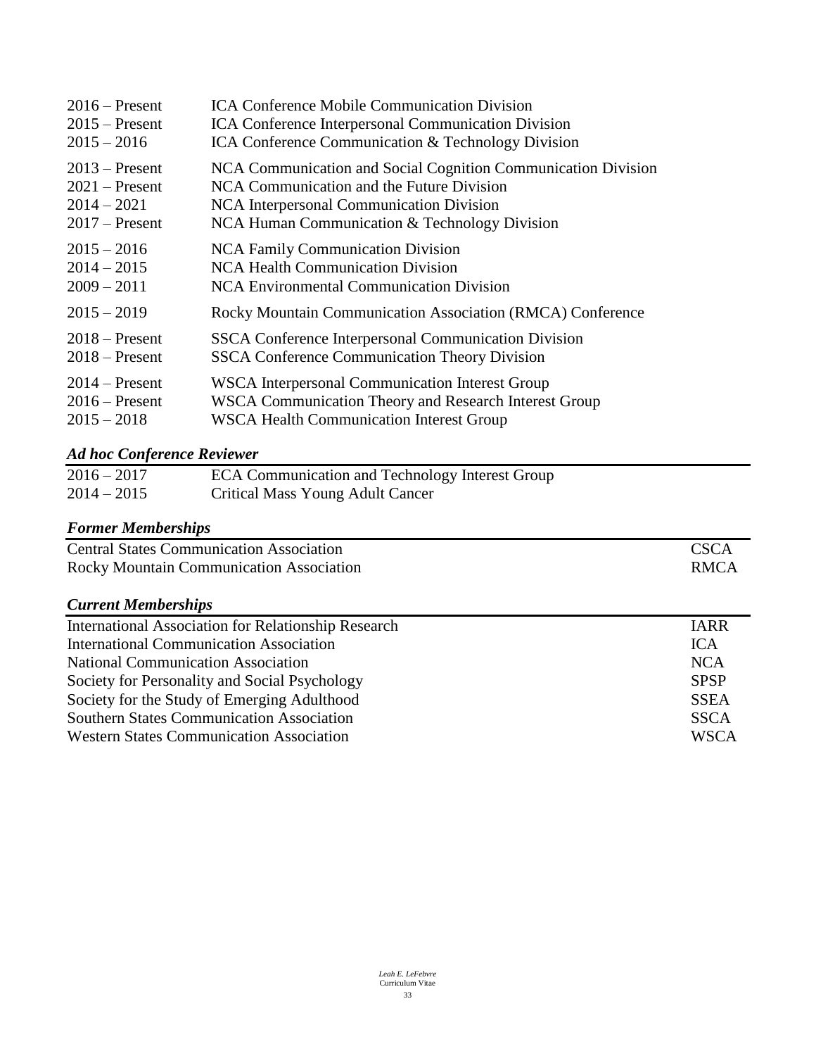| | |
|---|---|
| 2016 – Present | ICA Conference Mobile Communication Division |
| 2015 – Present | ICA Conference Interpersonal Communication Division |
| 2015 – 2016 | ICA Conference Communication & Technology Division |
| 2013 – Present | NCA Communication and Social Cognition Communication Division |
| 2021 – Present | NCA Communication and the Future Division |
| 2014 – 2021 | NCA Interpersonal Communication Division |
| 2017 – Present | NCA Human Communication & Technology Division |
| 2015 – 2016 | NCA Family Communication Division |
| 2014 – 2015 | NCA Health Communication Division |
| 2009 – 2011 | NCA Environmental Communication Division |
| 2015 – 2019 | Rocky Mountain Communication Association (RMCA) Conference |
| 2018 – Present | SSCA Conference Interpersonal Communication Division |
| 2018 – Present | SSCA Conference Communication Theory Division |
| 2014 – Present | WSCA Interpersonal Communication Interest Group |
| 2016 – Present | WSCA Communication Theory and Research Interest Group |
| 2015 – 2018 | WSCA Health Communication Interest Group |

### *Ad hoc Conference Reviewer*

| | |
|---|---|
| 2016 – 2017 | ECA Communication and Technology Interest Group |
| 2014 – 2015 | Critical Mass Young Adult Cancer |

### *Former Memberships*

| | |
|---|---|
| Central States Communication Association | CSCA |
| Rocky Mountain Communication Association | RMCA |

### *Current Memberships*

| | |
|---|---|
| International Association for Relationship Research | IARR |
| International Communication Association | ICA |
| National Communication Association | NCA |
| Society for Personality and Social Psychology | SPSP |
| Society for the Study of Emerging Adulthood | SSEA |
| Southern States Communication Association | SSCA |
| Western States Communication Association | WSCA |